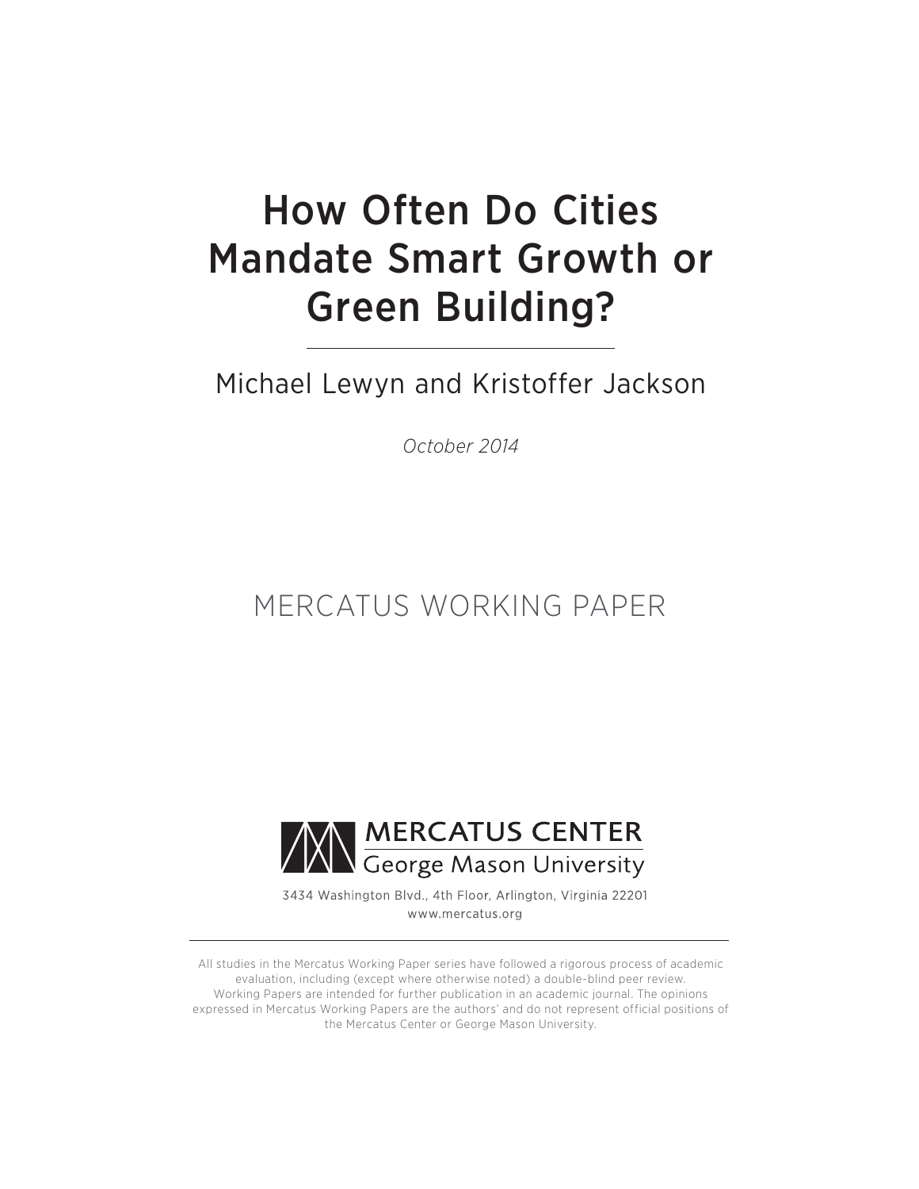# How Often Do Cities Mandate Smart Growth or Green Building?

Michael Lewyn and Kristoffer Jackson

*October 2014*

MERCATUS WORKING PAPER

MERCATUS CENTER
George Mason University

3434 Washington Blvd., 4th Floor, Arlington, Virginia 22201
www.mercatus.org

All studies in the Mercatus Working Paper series have followed a rigorous process of academic evaluation, including (except where otherwise noted) a double-blind peer review. Working Papers are intended for further publication in an academic journal. The opinions expressed in Mercatus Working Papers are the authors' and do not represent official positions of the Mercatus Center or George Mason University.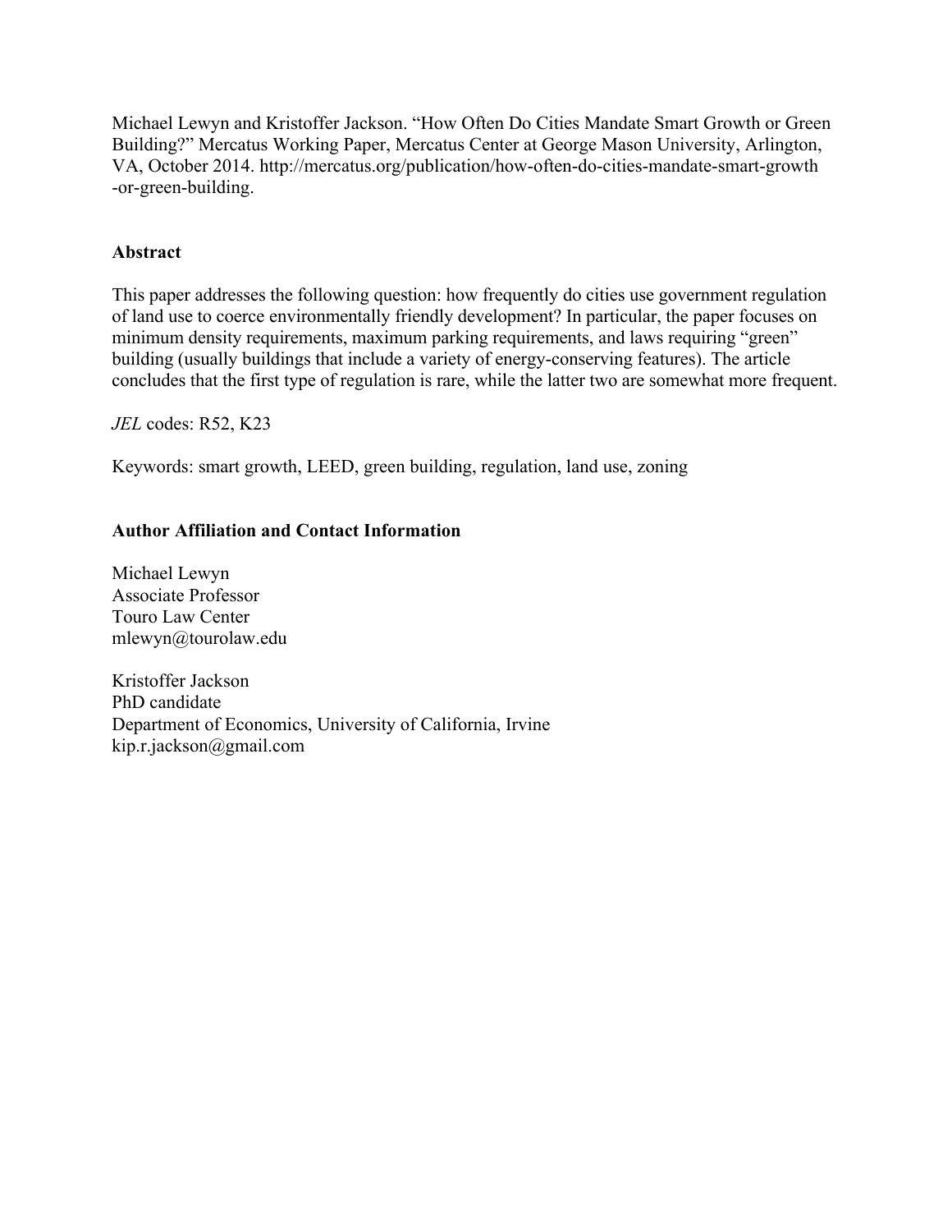Michael Lewyn and Kristoffer Jackson. "How Often Do Cities Mandate Smart Growth or Green Building?" Mercatus Working Paper, Mercatus Center at George Mason University, Arlington, VA, October 2014. http://mercatus.org/publication/how-often-do-cities-mandate-smart-growth-or-green-building.

**Abstract**

This paper addresses the following question: how frequently do cities use government regulation of land use to coerce environmentally friendly development? In particular, the paper focuses on minimum density requirements, maximum parking requirements, and laws requiring "green" building (usually buildings that include a variety of energy-conserving features). The article concludes that the first type of regulation is rare, while the latter two are somewhat more frequent.

*JEL* codes: R52, K23

Keywords: smart growth, LEED, green building, regulation, land use, zoning

**Author Affiliation and Contact Information**

Michael Lewyn
Associate Professor
Touro Law Center
mlewyn@tourolaw.edu

Kristoffer Jackson
PhD candidate
Department of Economics, University of California, Irvine
kip.r.jackson@gmail.com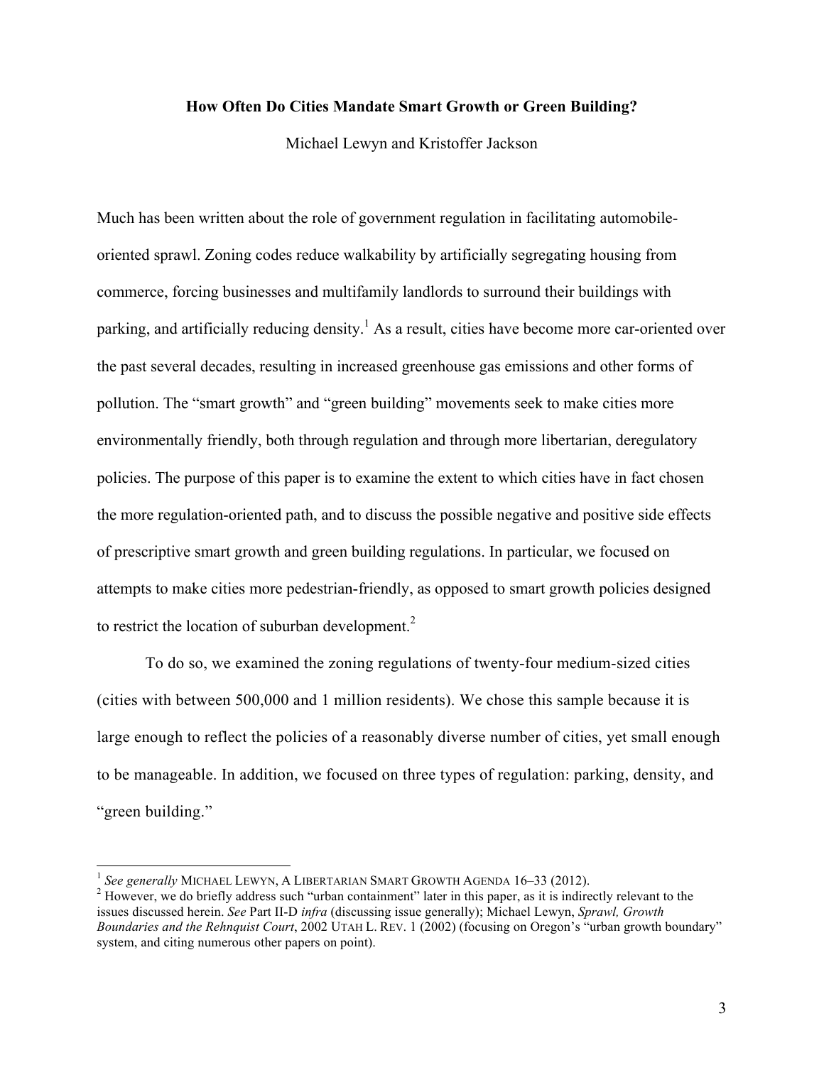**How Often Do Cities Mandate Smart Growth or Green Building?**

Michael Lewyn and Kristoffer Jackson

Much has been written about the role of government regulation in facilitating automobile-oriented sprawl. Zoning codes reduce walkability by artificially segregating housing from commerce, forcing businesses and multifamily landlords to surround their buildings with parking, and artificially reducing density.[1] As a result, cities have become more car-oriented over the past several decades, resulting in increased greenhouse gas emissions and other forms of pollution. The "smart growth" and "green building" movements seek to make cities more environmentally friendly, both through regulation and through more libertarian, deregulatory policies. The purpose of this paper is to examine the extent to which cities have in fact chosen the more regulation-oriented path, and to discuss the possible negative and positive side effects of prescriptive smart growth and green building regulations. In particular, we focused on attempts to make cities more pedestrian-friendly, as opposed to smart growth policies designed to restrict the location of suburban development.[2]

To do so, we examined the zoning regulations of twenty-four medium-sized cities (cities with between 500,000 and 1 million residents). We chose this sample because it is large enough to reflect the policies of a reasonably diverse number of cities, yet small enough to be manageable. In addition, we focused on three types of regulation: parking, density, and "green building."

---

[1] *See generally* MICHAEL LEWYN, A LIBERTARIAN SMART GROWTH AGENDA 16–33 (2012).

[2] However, we do briefly address such "urban containment" later in this paper, as it is indirectly relevant to the issues discussed herein. *See* Part II-D *infra* (discussing issue generally); Michael Lewyn, *Sprawl, Growth Boundaries and the Rehnquist Court*, 2002 UTAH L. REV. 1 (2002) (focusing on Oregon's "urban growth boundary" system, and citing numerous other papers on point).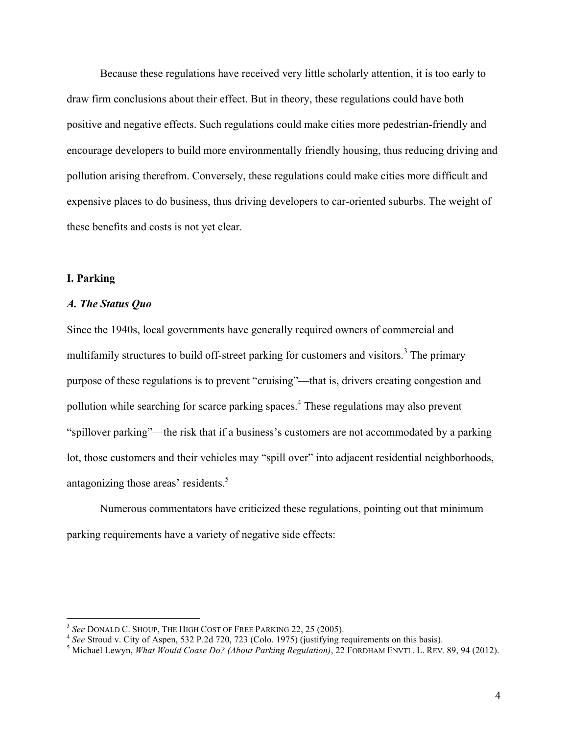Because these regulations have received very little scholarly attention, it is too early to draw firm conclusions about their effect. But in theory, these regulations could have both positive and negative effects. Such regulations could make cities more pedestrian-friendly and encourage developers to build more environmentally friendly housing, thus reducing driving and pollution arising therefrom. Conversely, these regulations could make cities more difficult and expensive places to do business, thus driving developers to car-oriented suburbs. The weight of these benefits and costs is not yet clear.

## I. Parking

### *A. The Status Quo*

Since the 1940s, local governments have generally required owners of commercial and multifamily structures to build off-street parking for customers and visitors.[3] The primary purpose of these regulations is to prevent "cruising"—that is, drivers creating congestion and pollution while searching for scarce parking spaces.[4] These regulations may also prevent "spillover parking"—the risk that if a business's customers are not accommodated by a parking lot, those customers and their vehicles may "spill over" into adjacent residential neighborhoods, antagonizing those areas' residents.[5]

Numerous commentators have criticized these regulations, pointing out that minimum parking requirements have a variety of negative side effects:

---

[3] *See* DONALD C. SHOUP, THE HIGH COST OF FREE PARKING 22, 25 (2005).

[4] *See* Stroud v. City of Aspen, 532 P.2d 720, 723 (Colo. 1975) (justifying requirements on this basis).

[5] Michael Lewyn, *What Would Coase Do? (About Parking Regulation)*, 22 FORDHAM ENVTL. L. REV. 89, 94 (2012).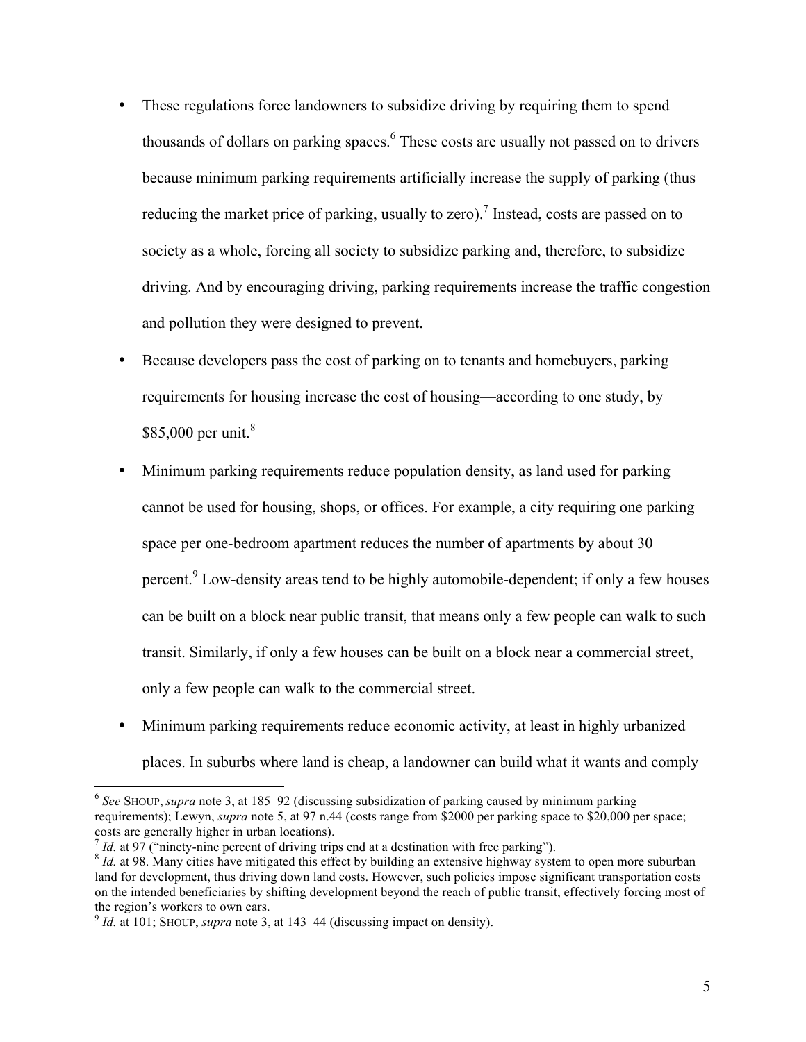- These regulations force landowners to subsidize driving by requiring them to spend thousands of dollars on parking spaces.[6] These costs are usually not passed on to drivers because minimum parking requirements artificially increase the supply of parking (thus reducing the market price of parking, usually to zero).[7] Instead, costs are passed on to society as a whole, forcing all society to subsidize parking and, therefore, to subsidize driving. And by encouraging driving, parking requirements increase the traffic congestion and pollution they were designed to prevent.
- Because developers pass the cost of parking on to tenants and homebuyers, parking requirements for housing increase the cost of housing—according to one study, by $85,000 per unit.[8]
- Minimum parking requirements reduce population density, as land used for parking cannot be used for housing, shops, or offices. For example, a city requiring one parking space per one-bedroom apartment reduces the number of apartments by about 30 percent.[9] Low-density areas tend to be highly automobile-dependent; if only a few houses can be built on a block near public transit, that means only a few people can walk to such transit. Similarly, if only a few houses can be built on a block near a commercial street, only a few people can walk to the commercial street.
- Minimum parking requirements reduce economic activity, at least in highly urbanized places. In suburbs where land is cheap, a landowner can build what it wants and comply

---

[6] *See* SHOUP, *supra* note 3, at 185–92 (discussing subsidization of parking caused by minimum parking requirements); Lewyn, *supra* note 5, at 97 n.44 (costs range from $2000 per parking space to $20,000 per space; costs are generally higher in urban locations).

[7] *Id.* at 97 ("ninety-nine percent of driving trips end at a destination with free parking").

[8] *Id.* at 98. Many cities have mitigated this effect by building an extensive highway system to open more suburban land for development, thus driving down land costs. However, such policies impose significant transportation costs on the intended beneficiaries by shifting development beyond the reach of public transit, effectively forcing most of the region's workers to own cars.

[9] *Id.* at 101; SHOUP, *supra* note 3, at 143–44 (discussing impact on density).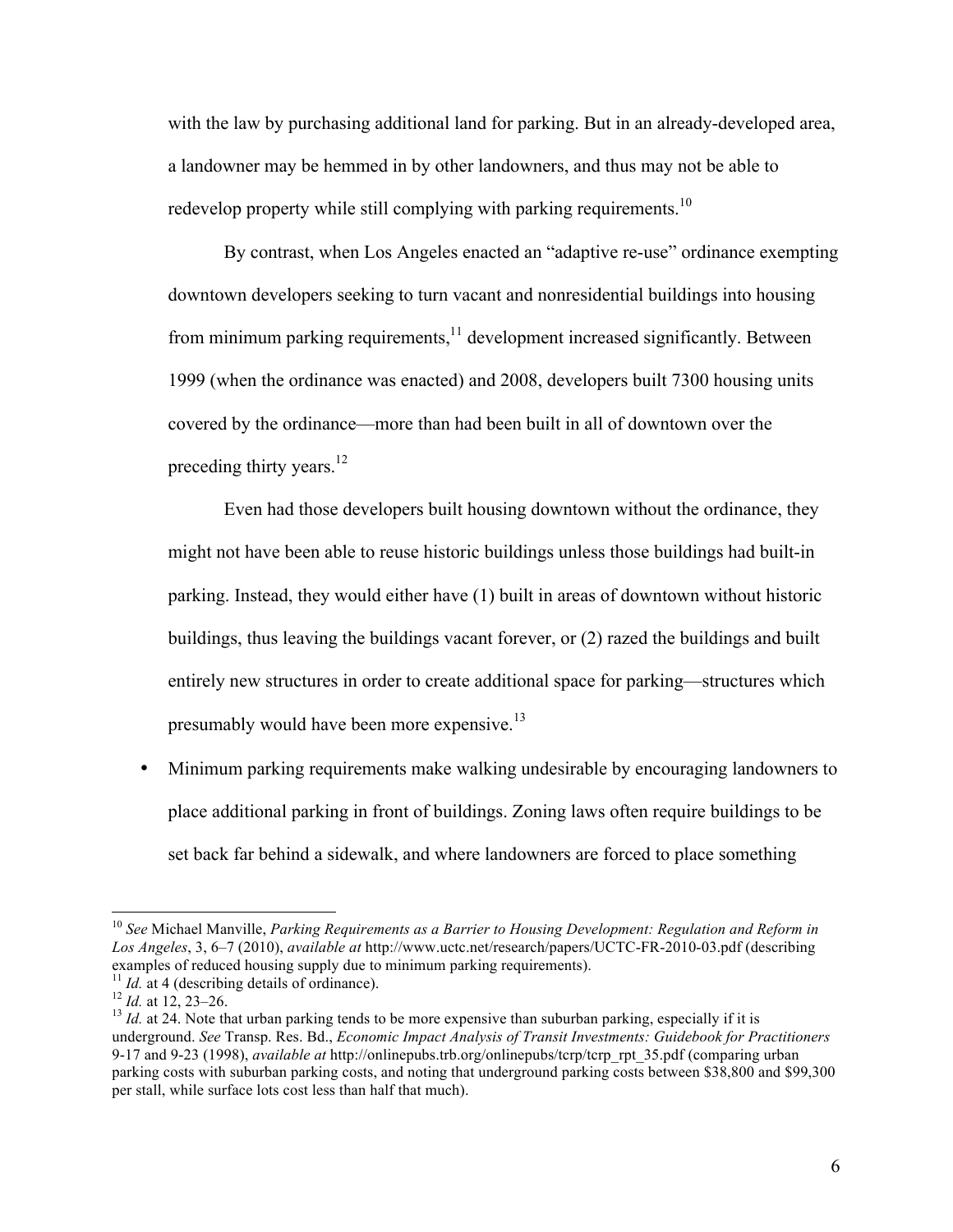with the law by purchasing additional land for parking. But in an already-developed area, a landowner may be hemmed in by other landowners, and thus may not be able to redevelop property while still complying with parking requirements.[10]

By contrast, when Los Angeles enacted an "adaptive re-use" ordinance exempting downtown developers seeking to turn vacant and nonresidential buildings into housing from minimum parking requirements,[11] development increased significantly. Between 1999 (when the ordinance was enacted) and 2008, developers built 7300 housing units covered by the ordinance—more than had been built in all of downtown over the preceding thirty years.[12]

Even had those developers built housing downtown without the ordinance, they might not have been able to reuse historic buildings unless those buildings had built-in parking. Instead, they would either have (1) built in areas of downtown without historic buildings, thus leaving the buildings vacant forever, or (2) razed the buildings and built entirely new structures in order to create additional space for parking—structures which presumably would have been more expensive.[13]

- Minimum parking requirements make walking undesirable by encouraging landowners to place additional parking in front of buildings. Zoning laws often require buildings to be set back far behind a sidewalk, and where landowners are forced to place something

---

[10] *See* Michael Manville, *Parking Requirements as a Barrier to Housing Development: Regulation and Reform in Los Angeles*, 3, 6–7 (2010), *available at* http://www.uctc.net/research/papers/UCTC-FR-2010-03.pdf (describing examples of reduced housing supply due to minimum parking requirements).

[11] *Id.* at 4 (describing details of ordinance).

[12] *Id.* at 12, 23–26.

[13] *Id.* at 24. Note that urban parking tends to be more expensive than suburban parking, especially if it is underground. *See* Transp. Res. Bd., *Economic Impact Analysis of Transit Investments: Guidebook for Practitioners* 9-17 and 9-23 (1998), *available at* http://onlinepubs.trb.org/onlinepubs/tcrp/tcrp_rpt_35.pdf (comparing urban parking costs with suburban parking costs, and noting that underground parking costs between $38,800 and $99,300 per stall, while surface lots cost less than half that much).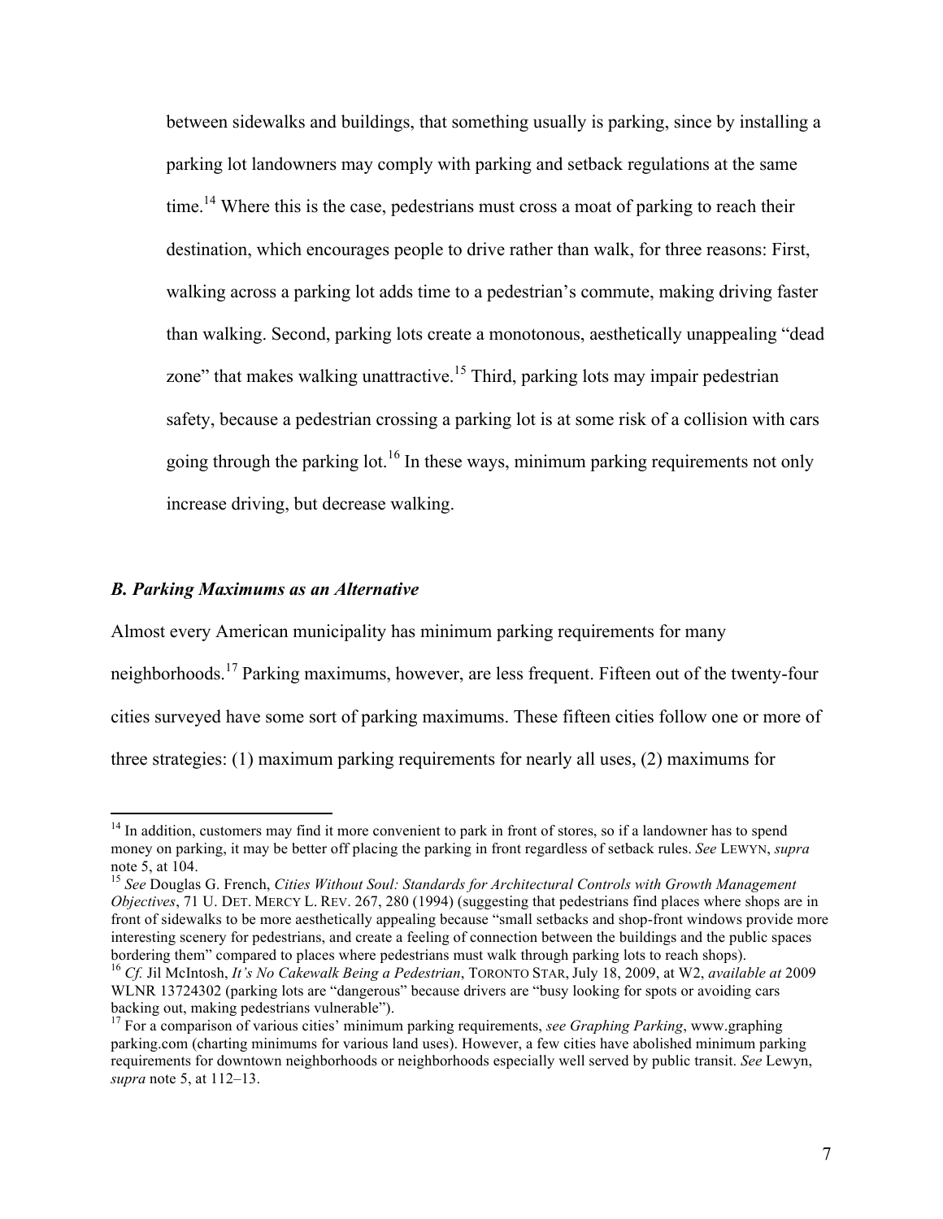between sidewalks and buildings, that something usually is parking, since by installing a parking lot landowners may comply with parking and setback regulations at the same time.[14] Where this is the case, pedestrians must cross a moat of parking to reach their destination, which encourages people to drive rather than walk, for three reasons: First, walking across a parking lot adds time to a pedestrian's commute, making driving faster than walking. Second, parking lots create a monotonous, aesthetically unappealing "dead zone" that makes walking unattractive.[15] Third, parking lots may impair pedestrian safety, because a pedestrian crossing a parking lot is at some risk of a collision with cars going through the parking lot.[16] In these ways, minimum parking requirements not only increase driving, but decrease walking.

### *B. Parking Maximums as an Alternative*

Almost every American municipality has minimum parking requirements for many neighborhoods.[17] Parking maximums, however, are less frequent. Fifteen out of the twenty-four cities surveyed have some sort of parking maximums. These fifteen cities follow one or more of three strategies: (1) maximum parking requirements for nearly all uses, (2) maximums for

---

[14] In addition, customers may find it more convenient to park in front of stores, so if a landowner has to spend money on parking, it may be better off placing the parking in front regardless of setback rules. *See* LEWYN, *supra* note 5, at 104.

[15] *See* Douglas G. French, *Cities Without Soul: Standards for Architectural Controls with Growth Management Objectives*, 71 U. DET. MERCY L. REV. 267, 280 (1994) (suggesting that pedestrians find places where shops are in front of sidewalks to be more aesthetically appealing because "small setbacks and shop-front windows provide more interesting scenery for pedestrians, and create a feeling of connection between the buildings and the public spaces bordering them" compared to places where pedestrians must walk through parking lots to reach shops).

[16] *Cf.* Jil McIntosh, *It's No Cakewalk Being a Pedestrian*, TORONTO STAR, July 18, 2009, at W2, *available at* 2009 WLNR 13724302 (parking lots are "dangerous" because drivers are "busy looking for spots or avoiding cars backing out, making pedestrians vulnerable").

[17] For a comparison of various cities' minimum parking requirements, *see Graphing Parking*, www.graphing parking.com (charting minimums for various land uses). However, a few cities have abolished minimum parking requirements for downtown neighborhoods or neighborhoods especially well served by public transit. *See* Lewyn, *supra* note 5, at 112–13.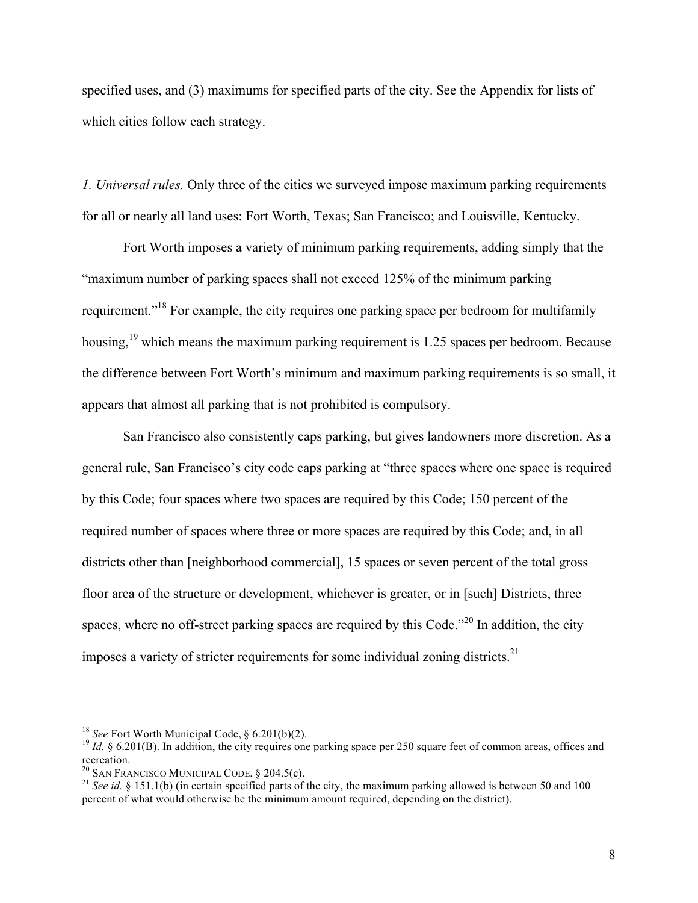specified uses, and (3) maximums for specified parts of the city. See the Appendix for lists of which cities follow each strategy.

*1. Universal rules.* Only three of the cities we surveyed impose maximum parking requirements for all or nearly all land uses: Fort Worth, Texas; San Francisco; and Louisville, Kentucky.

Fort Worth imposes a variety of minimum parking requirements, adding simply that the "maximum number of parking spaces shall not exceed 125% of the minimum parking requirement."[18] For example, the city requires one parking space per bedroom for multifamily housing,[19] which means the maximum parking requirement is 1.25 spaces per bedroom. Because the difference between Fort Worth's minimum and maximum parking requirements is so small, it appears that almost all parking that is not prohibited is compulsory.

San Francisco also consistently caps parking, but gives landowners more discretion. As a general rule, San Francisco's city code caps parking at "three spaces where one space is required by this Code; four spaces where two spaces are required by this Code; 150 percent of the required number of spaces where three or more spaces are required by this Code; and, in all districts other than [neighborhood commercial], 15 spaces or seven percent of the total gross floor area of the structure or development, whichever is greater, or in [such] Districts, three spaces, where no off-street parking spaces are required by this Code."[20] In addition, the city imposes a variety of stricter requirements for some individual zoning districts.[21]

---

[18] *See* Fort Worth Municipal Code, § 6.201(b)(2).

[19] *Id.* § 6.201(B). In addition, the city requires one parking space per 250 square feet of common areas, offices and recreation.

[20] San Francisco Municipal Code, § 204.5(c).

[21] *See id.* § 151.1(b) (in certain specified parts of the city, the maximum parking allowed is between 50 and 100 percent of what would otherwise be the minimum amount required, depending on the district).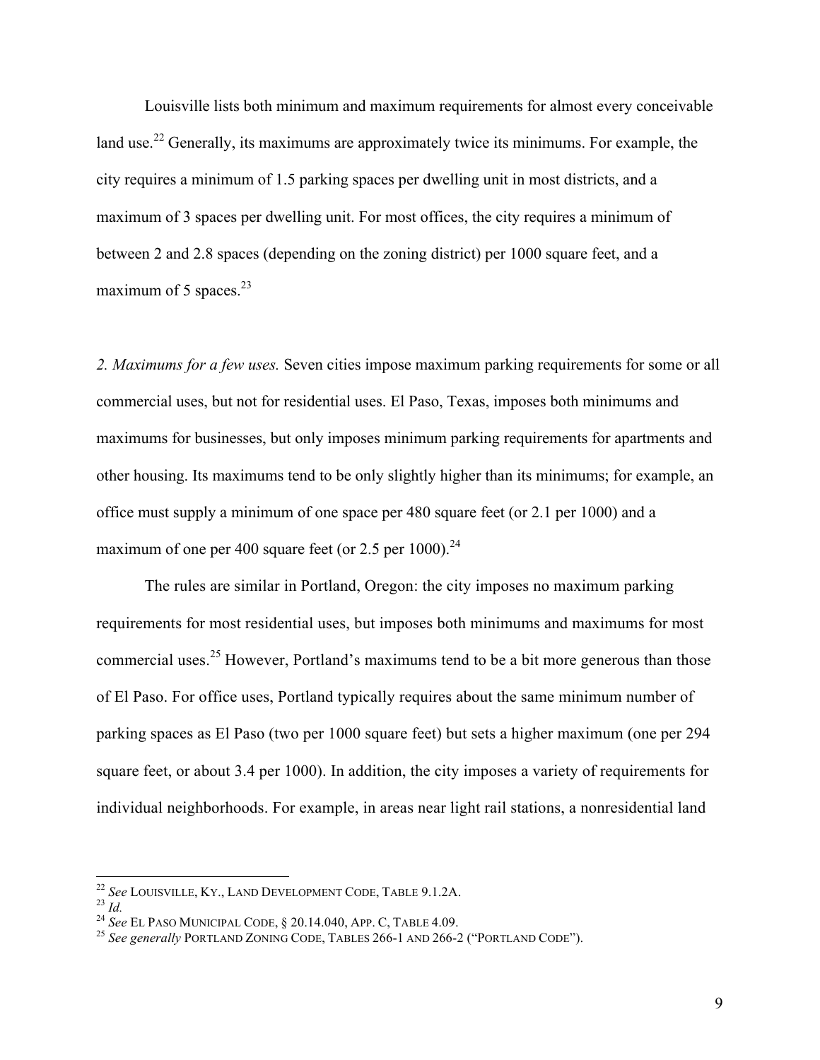Louisville lists both minimum and maximum requirements for almost every conceivable land use.[22] Generally, its maximums are approximately twice its minimums. For example, the city requires a minimum of 1.5 parking spaces per dwelling unit in most districts, and a maximum of 3 spaces per dwelling unit. For most offices, the city requires a minimum of between 2 and 2.8 spaces (depending on the zoning district) per 1000 square feet, and a maximum of 5 spaces.[23]

*2. Maximums for a few uses.* Seven cities impose maximum parking requirements for some or all commercial uses, but not for residential uses. El Paso, Texas, imposes both minimums and maximums for businesses, but only imposes minimum parking requirements for apartments and other housing. Its maximums tend to be only slightly higher than its minimums; for example, an office must supply a minimum of one space per 480 square feet (or 2.1 per 1000) and a maximum of one per 400 square feet (or 2.5 per 1000).[24]

The rules are similar in Portland, Oregon: the city imposes no maximum parking requirements for most residential uses, but imposes both minimums and maximums for most commercial uses.[25] However, Portland's maximums tend to be a bit more generous than those of El Paso. For office uses, Portland typically requires about the same minimum number of parking spaces as El Paso (two per 1000 square feet) but sets a higher maximum (one per 294 square feet, or about 3.4 per 1000). In addition, the city imposes a variety of requirements for individual neighborhoods. For example, in areas near light rail stations, a nonresidential land

---

[22] *See* LOUISVILLE, KY., LAND DEVELOPMENT CODE, TABLE 9.1.2A.

[23] *Id.*

[24] *See* EL PASO MUNICIPAL CODE, § 20.14.040, APP. C, TABLE 4.09.

[25] *See generally* PORTLAND ZONING CODE, TABLES 266-1 AND 266-2 ("PORTLAND CODE").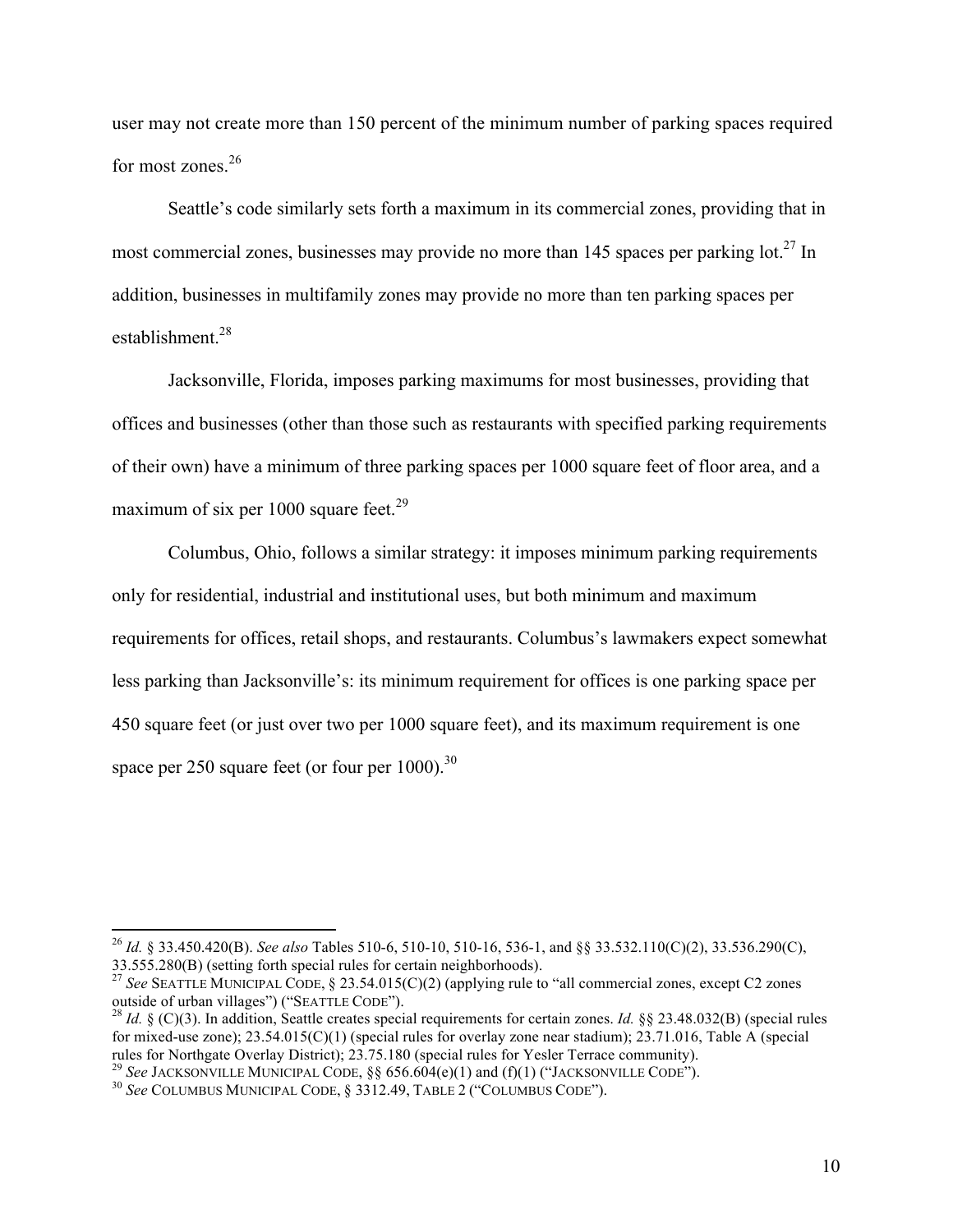user may not create more than 150 percent of the minimum number of parking spaces required for most zones.[26]

Seattle's code similarly sets forth a maximum in its commercial zones, providing that in most commercial zones, businesses may provide no more than 145 spaces per parking lot.[27] In addition, businesses in multifamily zones may provide no more than ten parking spaces per establishment.[28]

Jacksonville, Florida, imposes parking maximums for most businesses, providing that offices and businesses (other than those such as restaurants with specified parking requirements of their own) have a minimum of three parking spaces per 1000 square feet of floor area, and a maximum of six per 1000 square feet.[29]

Columbus, Ohio, follows a similar strategy: it imposes minimum parking requirements only for residential, industrial and institutional uses, but both minimum and maximum requirements for offices, retail shops, and restaurants. Columbus's lawmakers expect somewhat less parking than Jacksonville's: its minimum requirement for offices is one parking space per 450 square feet (or just over two per 1000 square feet), and its maximum requirement is one space per 250 square feet (or four per 1000).[30]

---

[26] *Id.* § 33.450.420(B). *See also* Tables 510-6, 510-10, 510-16, 536-1, and §§ 33.532.110(C)(2), 33.536.290(C), 33.555.280(B) (setting forth special rules for certain neighborhoods).

[27] *See* SEATTLE MUNICIPAL CODE, § 23.54.015(C)(2) (applying rule to "all commercial zones, except C2 zones outside of urban villages") ("SEATTLE CODE").

[28] *Id.* § (C)(3). In addition, Seattle creates special requirements for certain zones. *Id.* §§ 23.48.032(B) (special rules for mixed-use zone); 23.54.015(C)(1) (special rules for overlay zone near stadium); 23.71.016, Table A (special rules for Northgate Overlay District); 23.75.180 (special rules for Yesler Terrace community).

[29] *See* JACKSONVILLE MUNICIPAL CODE, §§ 656.604(e)(1) and (f)(1) ("JACKSONVILLE CODE").

[30] *See* COLUMBUS MUNICIPAL CODE, § 3312.49, TABLE 2 ("COLUMBUS CODE").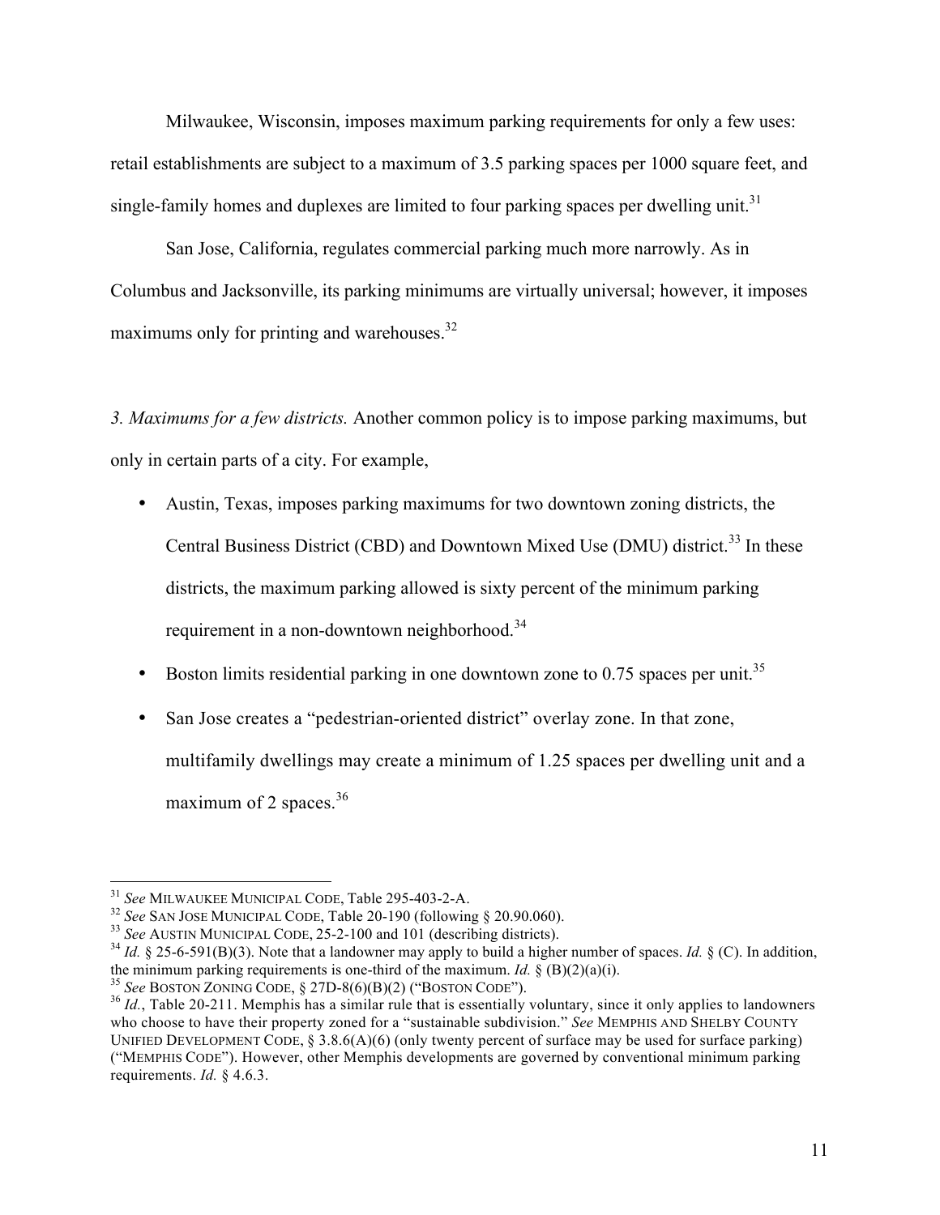Milwaukee, Wisconsin, imposes maximum parking requirements for only a few uses: retail establishments are subject to a maximum of 3.5 parking spaces per 1000 square feet, and single-family homes and duplexes are limited to four parking spaces per dwelling unit.[31]

San Jose, California, regulates commercial parking much more narrowly. As in Columbus and Jacksonville, its parking minimums are virtually universal; however, it imposes maximums only for printing and warehouses.[32]

*3. Maximums for a few districts.* Another common policy is to impose parking maximums, but only in certain parts of a city. For example,

- Austin, Texas, imposes parking maximums for two downtown zoning districts, the Central Business District (CBD) and Downtown Mixed Use (DMU) district.[33] In these districts, the maximum parking allowed is sixty percent of the minimum parking requirement in a non-downtown neighborhood.[34]
- Boston limits residential parking in one downtown zone to 0.75 spaces per unit.[35]
- San Jose creates a "pedestrian-oriented district" overlay zone. In that zone, multifamily dwellings may create a minimum of 1.25 spaces per dwelling unit and a maximum of 2 spaces.[36]

---

[31] *See* MILWAUKEE MUNICIPAL CODE, Table 295-403-2-A.

[32] *See* SAN JOSE MUNICIPAL CODE, Table 20-190 (following § 20.90.060).

[33] *See* AUSTIN MUNICIPAL CODE, 25-2-100 and 101 (describing districts).

[34] *Id.* § 25-6-591(B)(3). Note that a landowner may apply to build a higher number of spaces. *Id.* § (C). In addition, the minimum parking requirements is one-third of the maximum. *Id.* § (B)(2)(a)(i).

[35] *See* BOSTON ZONING CODE, § 27D-8(6)(B)(2) ("BOSTON CODE").

[36] *Id.*, Table 20-211. Memphis has a similar rule that is essentially voluntary, since it only applies to landowners who choose to have their property zoned for a "sustainable subdivision." *See* MEMPHIS AND SHELBY COUNTY UNIFIED DEVELOPMENT CODE, § 3.8.6(A)(6) (only twenty percent of surface may be used for surface parking) ("MEMPHIS CODE"). However, other Memphis developments are governed by conventional minimum parking requirements. *Id.* § 4.6.3.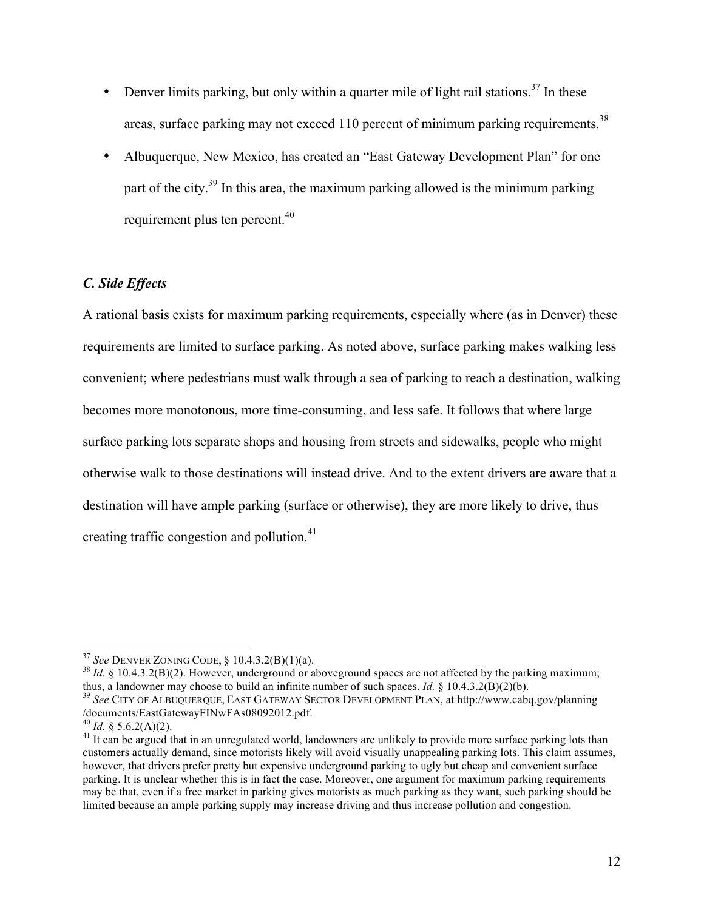- Denver limits parking, but only within a quarter mile of light rail stations.[37] In these areas, surface parking may not exceed 110 percent of minimum parking requirements.[38]
- Albuquerque, New Mexico, has created an "East Gateway Development Plan" for one part of the city.[39] In this area, the maximum parking allowed is the minimum parking requirement plus ten percent.[40]

### *C. Side Effects*

A rational basis exists for maximum parking requirements, especially where (as in Denver) these requirements are limited to surface parking. As noted above, surface parking makes walking less convenient; where pedestrians must walk through a sea of parking to reach a destination, walking becomes more monotonous, more time-consuming, and less safe. It follows that where large surface parking lots separate shops and housing from streets and sidewalks, people who might otherwise walk to those destinations will instead drive. And to the extent drivers are aware that a destination will have ample parking (surface or otherwise), they are more likely to drive, thus creating traffic congestion and pollution.[41]

---

[37] *See* DENVER ZONING CODE, § 10.4.3.2(B)(1)(a).

[38] *Id.* § 10.4.3.2(B)(2). However, underground or aboveground spaces are not affected by the parking maximum; thus, a landowner may choose to build an infinite number of such spaces. *Id.* § 10.4.3.2(B)(2)(b).

[39] *See* CITY OF ALBUQUERQUE, EAST GATEWAY SECTOR DEVELOPMENT PLAN, at http://www.cabq.gov/planning/documents/EastGatewayFINwFAs08092012.pdf.

[40] *Id.* § 5.6.2(A)(2).

[41] It can be argued that in an unregulated world, landowners are unlikely to provide more surface parking lots than customers actually demand, since motorists likely will avoid visually unappealing parking lots. This claim assumes, however, that drivers prefer pretty but expensive underground parking to ugly but cheap and convenient surface parking. It is unclear whether this is in fact the case. Moreover, one argument for maximum parking requirements may be that, even if a free market in parking gives motorists as much parking as they want, such parking should be limited because an ample parking supply may increase driving and thus increase pollution and congestion.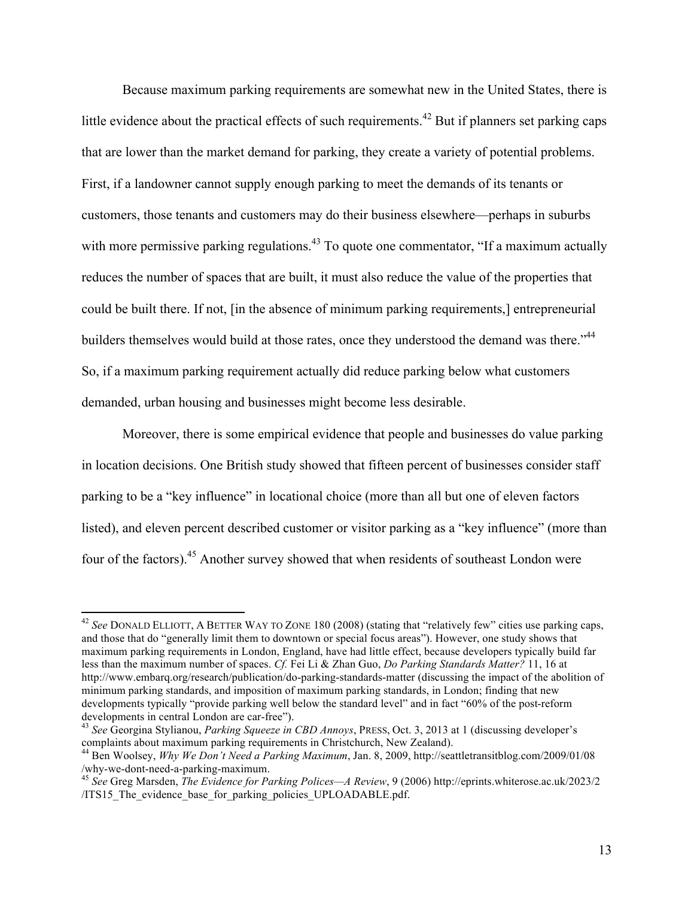Because maximum parking requirements are somewhat new in the United States, there is little evidence about the practical effects of such requirements.[42] But if planners set parking caps that are lower than the market demand for parking, they create a variety of potential problems. First, if a landowner cannot supply enough parking to meet the demands of its tenants or customers, those tenants and customers may do their business elsewhere—perhaps in suburbs with more permissive parking regulations.[43] To quote one commentator, "If a maximum actually reduces the number of spaces that are built, it must also reduce the value of the properties that could be built there. If not, [in the absence of minimum parking requirements,] entrepreneurial builders themselves would build at those rates, once they understood the demand was there."[44] So, if a maximum parking requirement actually did reduce parking below what customers demanded, urban housing and businesses might become less desirable.

Moreover, there is some empirical evidence that people and businesses do value parking in location decisions. One British study showed that fifteen percent of businesses consider staff parking to be a "key influence" in locational choice (more than all but one of eleven factors listed), and eleven percent described customer or visitor parking as a "key influence" (more than four of the factors).[45] Another survey showed that when residents of southeast London were

---

[42] *See* DONALD ELLIOTT, A BETTER WAY TO ZONE 180 (2008) (stating that "relatively few" cities use parking caps, and those that do "generally limit them to downtown or special focus areas"). However, one study shows that maximum parking requirements in London, England, have had little effect, because developers typically build far less than the maximum number of spaces. *Cf.* Fei Li & Zhan Guo, *Do Parking Standards Matter?* 11, 16 at http://www.embarq.org/research/publication/do-parking-standards-matter (discussing the impact of the abolition of minimum parking standards, and imposition of maximum parking standards, in London; finding that new developments typically "provide parking well below the standard level" and in fact "60% of the post-reform developments in central London are car-free").

[43] *See* Georgina Stylianou, *Parking Squeeze in CBD Annoys*, PRESS, Oct. 3, 2013 at 1 (discussing developer's complaints about maximum parking requirements in Christchurch, New Zealand).

[44] Ben Woolsey, *Why We Don't Need a Parking Maximum*, Jan. 8, 2009, http://seattletransitblog.com/2009/01/08/why-we-dont-need-a-parking-maximum.

[45] *See* Greg Marsden, *The Evidence for Parking Polices—A Review*, 9 (2006) http://eprints.whiterose.ac.uk/2023/2/ITS15_The_evidence_base_for_parking_policies_UPLOADABLE.pdf.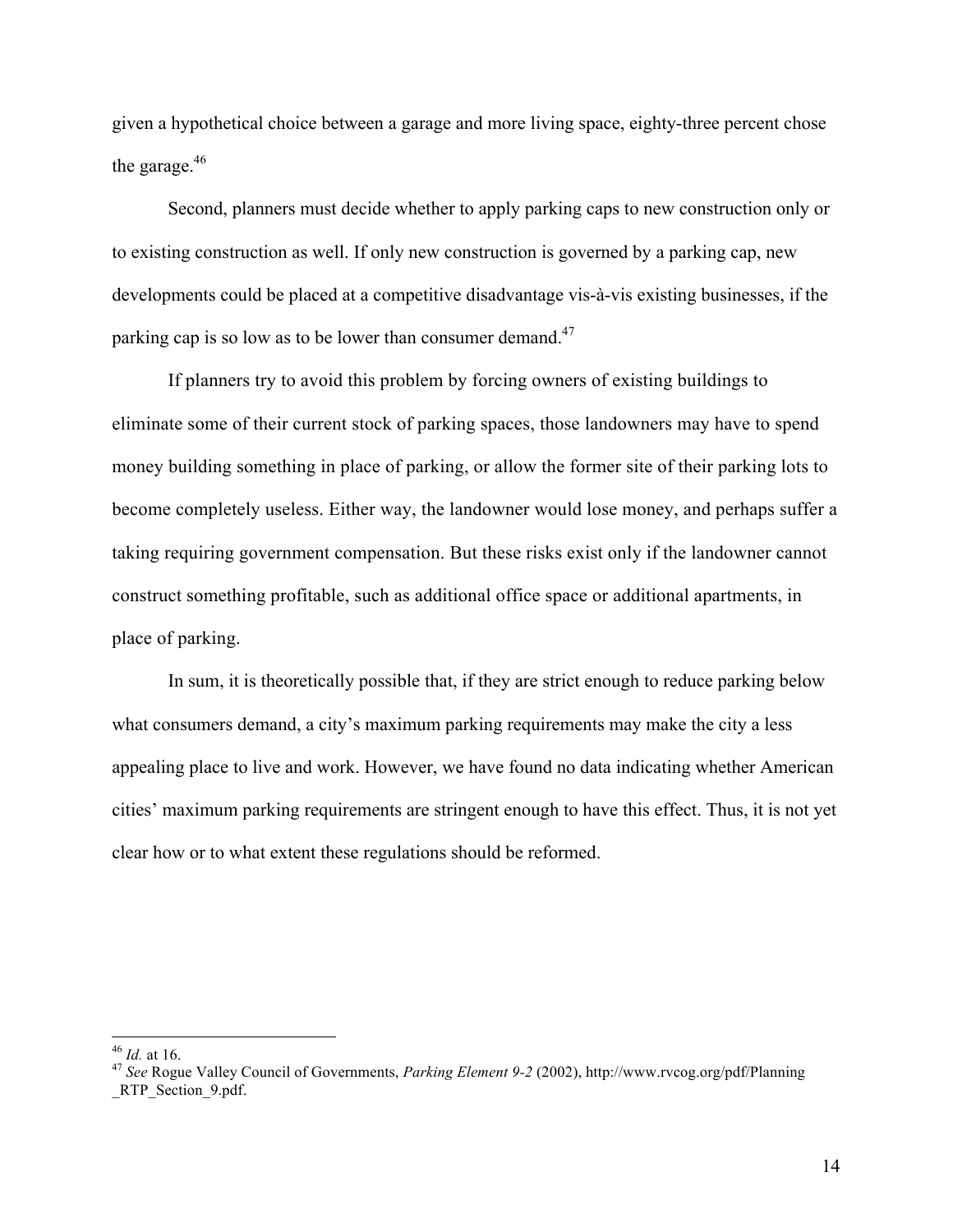given a hypothetical choice between a garage and more living space, eighty-three percent chose the garage.[46]

Second, planners must decide whether to apply parking caps to new construction only or to existing construction as well. If only new construction is governed by a parking cap, new developments could be placed at a competitive disadvantage vis-à-vis existing businesses, if the parking cap is so low as to be lower than consumer demand.[47]

If planners try to avoid this problem by forcing owners of existing buildings to eliminate some of their current stock of parking spaces, those landowners may have to spend money building something in place of parking, or allow the former site of their parking lots to become completely useless. Either way, the landowner would lose money, and perhaps suffer a taking requiring government compensation. But these risks exist only if the landowner cannot construct something profitable, such as additional office space or additional apartments, in place of parking.

In sum, it is theoretically possible that, if they are strict enough to reduce parking below what consumers demand, a city's maximum parking requirements may make the city a less appealing place to live and work. However, we have found no data indicating whether American cities' maximum parking requirements are stringent enough to have this effect. Thus, it is not yet clear how or to what extent these regulations should be reformed.

---

[46] *Id.* at 16.

[47] *See* Rogue Valley Council of Governments, *Parking Element 9-2* (2002), http://www.rvcog.org/pdf/Planning_RTP_Section_9.pdf.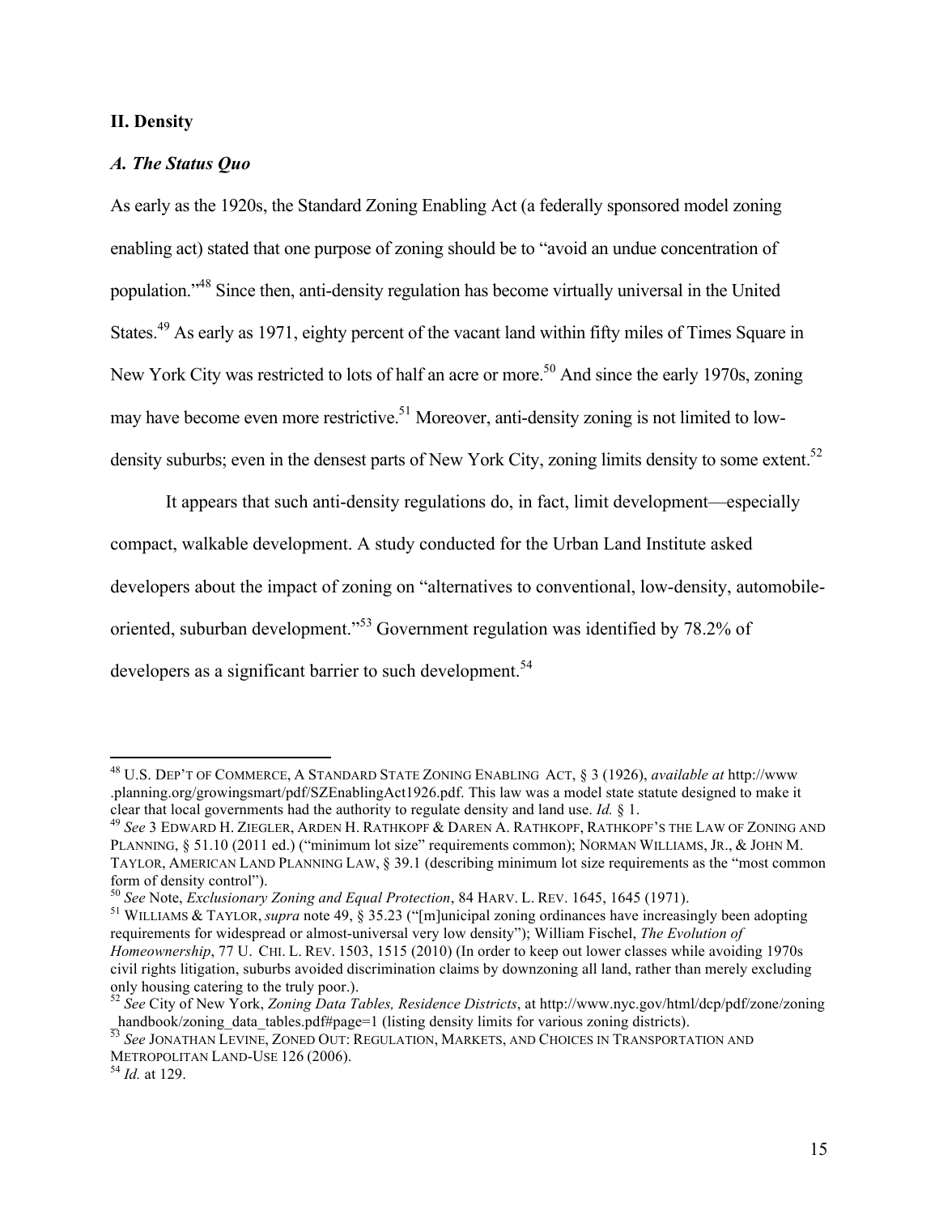## II. Density

### *A. The Status Quo*

As early as the 1920s, the Standard Zoning Enabling Act (a federally sponsored model zoning enabling act) stated that one purpose of zoning should be to "avoid an undue concentration of population."[48] Since then, anti-density regulation has become virtually universal in the United States.[49] As early as 1971, eighty percent of the vacant land within fifty miles of Times Square in New York City was restricted to lots of half an acre or more.[50] And since the early 1970s, zoning may have become even more restrictive.[51] Moreover, anti-density zoning is not limited to low-density suburbs; even in the densest parts of New York City, zoning limits density to some extent.[52]

It appears that such anti-density regulations do, in fact, limit development—especially compact, walkable development. A study conducted for the Urban Land Institute asked developers about the impact of zoning on "alternatives to conventional, low-density, automobile-oriented, suburban development."[53] Government regulation was identified by 78.2% of developers as a significant barrier to such development.[54]

---

[48] U.S. DEP'T OF COMMERCE, A STANDARD STATE ZONING ENABLING ACT, § 3 (1926), *available at* http://www.planning.org/growingsmart/pdf/SZEnablingAct1926.pdf. This law was a model state statute designed to make it clear that local governments had the authority to regulate density and land use. *Id.* § 1.

[49] *See* 3 EDWARD H. ZIEGLER, ARDEN H. RATHKOPF & DAREN A. RATHKOPF, RATHKOPF'S THE LAW OF ZONING AND PLANNING, § 51.10 (2011 ed.) ("minimum lot size" requirements common); NORMAN WILLIAMS, JR., & JOHN M. TAYLOR, AMERICAN LAND PLANNING LAW, § 39.1 (describing minimum lot size requirements as the "most common form of density control").

[50] *See* Note, *Exclusionary Zoning and Equal Protection*, 84 HARV. L. REV. 1645, 1645 (1971).

[51] WILLIAMS & TAYLOR, *supra* note 49, § 35.23 ("[m]unicipal zoning ordinances have increasingly been adopting requirements for widespread or almost-universal very low density"); William Fischel, *The Evolution of Homeownership*, 77 U. CHI. L. REV. 1503, 1515 (2010) (In order to keep out lower classes while avoiding 1970s civil rights litigation, suburbs avoided discrimination claims by downzoning all land, rather than merely excluding only housing catering to the truly poor.).

[52] *See* City of New York, *Zoning Data Tables, Residence Districts*, at http://www.nyc.gov/html/dcp/pdf/zone/zoning_handbook/zoning_data_tables.pdf#page=1 (listing density limits for various zoning districts).

[53] *See* JONATHAN LEVINE, ZONED OUT: REGULATION, MARKETS, AND CHOICES IN TRANSPORTATION AND METROPOLITAN LAND-USE 126 (2006).

[54] *Id.* at 129.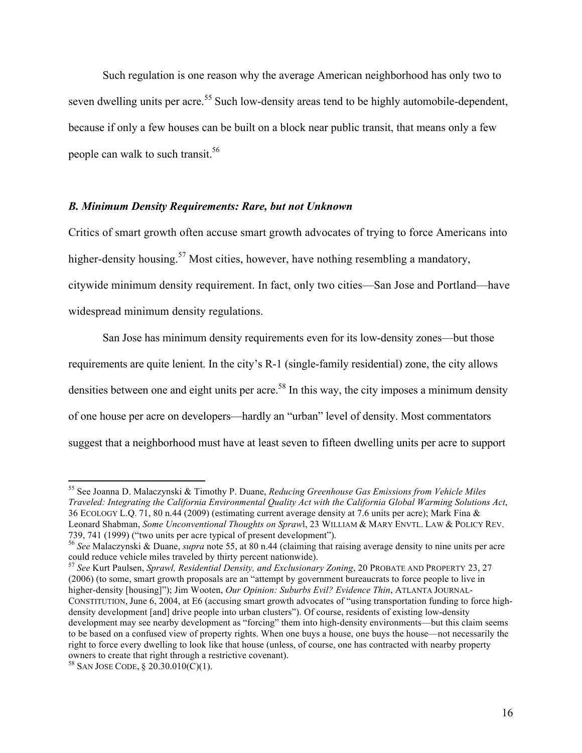Such regulation is one reason why the average American neighborhood has only two to seven dwelling units per acre.[55] Such low-density areas tend to be highly automobile-dependent, because if only a few houses can be built on a block near public transit, that means only a few people can walk to such transit.[56]

### *B. Minimum Density Requirements: Rare, but not Unknown*

Critics of smart growth often accuse smart growth advocates of trying to force Americans into higher-density housing.[57] Most cities, however, have nothing resembling a mandatory, citywide minimum density requirement. In fact, only two cities—San Jose and Portland—have widespread minimum density regulations.

San Jose has minimum density requirements even for its low-density zones—but those requirements are quite lenient. In the city's R-1 (single-family residential) zone, the city allows densities between one and eight units per acre.[58] In this way, the city imposes a minimum density of one house per acre on developers—hardly an "urban" level of density. Most commentators suggest that a neighborhood must have at least seven to fifteen dwelling units per acre to support

---

[55] See Joanna D. Malaczynski & Timothy P. Duane, *Reducing Greenhouse Gas Emissions from Vehicle Miles Traveled: Integrating the California Environmental Quality Act with the California Global Warming Solutions Act*, 36 ECOLOGY L.Q. 71, 80 n.44 (2009) (estimating current average density at 7.6 units per acre); Mark Fina & Leonard Shabman, *Some Unconventional Thoughts on Sprawl*, 23 WILLIAM & MARY ENVTL. LAW & POLICY REV. 739, 741 (1999) ("two units per acre typical of present development").

[56] *See* Malaczynski & Duane, *supra* note 55, at 80 n.44 (claiming that raising average density to nine units per acre could reduce vehicle miles traveled by thirty percent nationwide).

[57] *See* Kurt Paulsen, *Sprawl, Residential Density, and Exclusionary Zoning*, 20 PROBATE AND PROPERTY 23, 27 (2006) (to some, smart growth proposals are an "attempt by government bureaucrats to force people to live in higher-density [housing]"); Jim Wooten, *Our Opinion: Suburbs Evil? Evidence Thin*, ATLANTA JOURNAL-CONSTITUTION, June 6, 2004, at E6 (accusing smart growth advocates of "using transportation funding to force high-density development [and] drive people into urban clusters"). Of course, residents of existing low-density development may see nearby development as "forcing" them into high-density environments—but this claim seems to be based on a confused view of property rights. When one buys a house, one buys the house—not necessarily the right to force every dwelling to look like that house (unless, of course, one has contracted with nearby property owners to create that right through a restrictive covenant).

[58] SAN JOSE CODE, § 20.30.010(C)(1).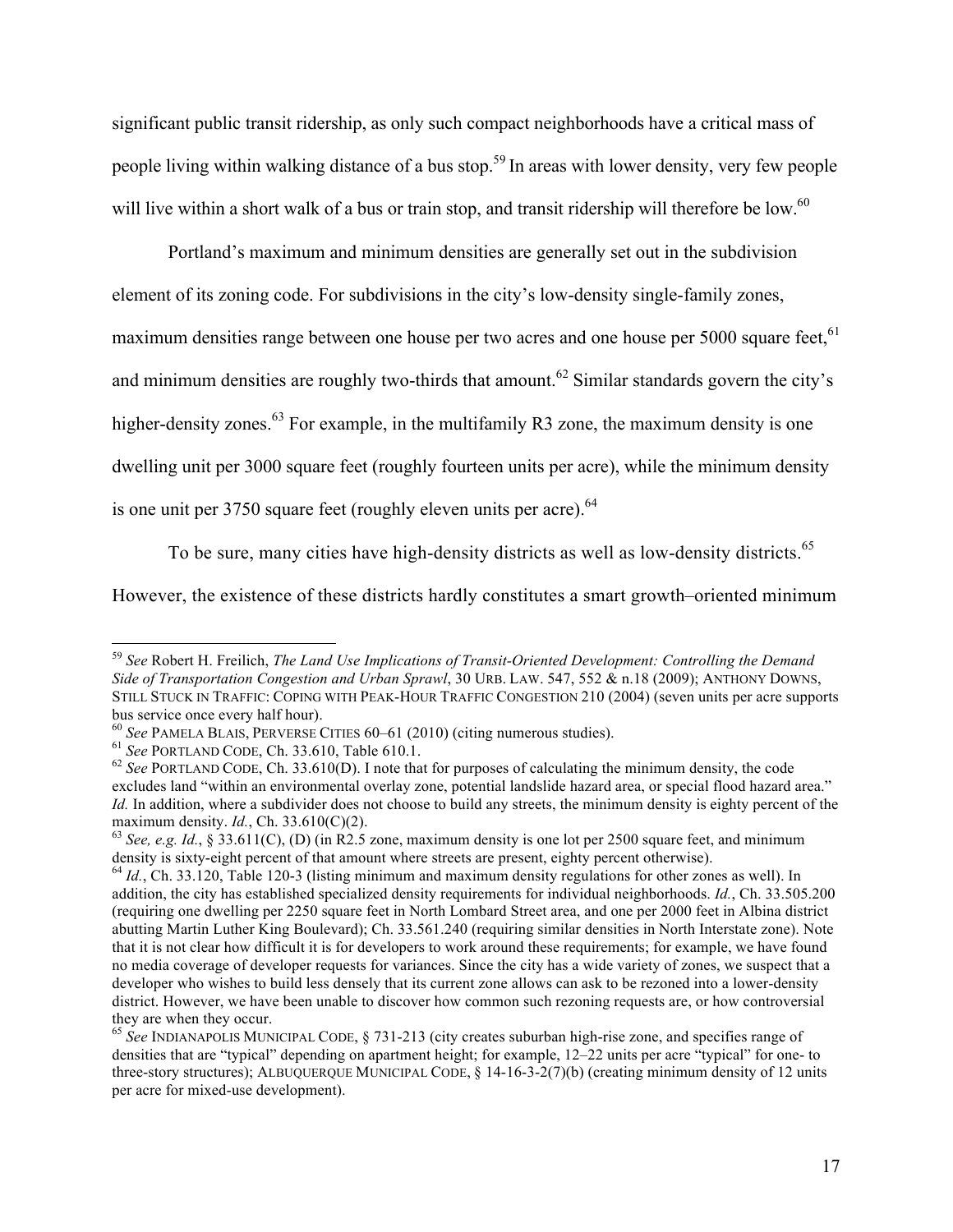significant public transit ridership, as only such compact neighborhoods have a critical mass of people living within walking distance of a bus stop.[59] In areas with lower density, very few people will live within a short walk of a bus or train stop, and transit ridership will therefore be low.[60]

Portland's maximum and minimum densities are generally set out in the subdivision element of its zoning code. For subdivisions in the city's low-density single-family zones, maximum densities range between one house per two acres and one house per 5000 square feet,[61] and minimum densities are roughly two-thirds that amount.[62] Similar standards govern the city's higher-density zones.[63] For example, in the multifamily R3 zone, the maximum density is one dwelling unit per 3000 square feet (roughly fourteen units per acre), while the minimum density is one unit per 3750 square feet (roughly eleven units per acre).[64]

To be sure, many cities have high-density districts as well as low-density districts.[65] However, the existence of these districts hardly constitutes a smart growth–oriented minimum

---

[59] *See* Robert H. Freilich, *The Land Use Implications of Transit-Oriented Development: Controlling the Demand Side of Transportation Congestion and Urban Sprawl*, 30 URB. LAW. 547, 552 & n.18 (2009); ANTHONY DOWNS, STILL STUCK IN TRAFFIC: COPING WITH PEAK-HOUR TRAFFIC CONGESTION 210 (2004) (seven units per acre supports bus service once every half hour).

[60] *See* PAMELA BLAIS, PERVERSE CITIES 60–61 (2010) (citing numerous studies).

[61] *See* PORTLAND CODE, Ch. 33.610, Table 610.1.

[62] *See* PORTLAND CODE, Ch. 33.610(D). I note that for purposes of calculating the minimum density, the code excludes land "within an environmental overlay zone, potential landslide hazard area, or special flood hazard area." *Id.* In addition, where a subdivider does not choose to build any streets, the minimum density is eighty percent of the maximum density. *Id.*, Ch. 33.610(C)(2).

[63] *See, e.g. Id.*, § 33.611(C), (D) (in R2.5 zone, maximum density is one lot per 2500 square feet, and minimum density is sixty-eight percent of that amount where streets are present, eighty percent otherwise).

[64] *Id.*, Ch. 33.120, Table 120-3 (listing minimum and maximum density regulations for other zones as well). In addition, the city has established specialized density requirements for individual neighborhoods. *Id.*, Ch. 33.505.200 (requiring one dwelling per 2250 square feet in North Lombard Street area, and one per 2000 feet in Albina district abutting Martin Luther King Boulevard); Ch. 33.561.240 (requiring similar densities in North Interstate zone). Note that it is not clear how difficult it is for developers to work around these requirements; for example, we have found no media coverage of developer requests for variances. Since the city has a wide variety of zones, we suspect that a developer who wishes to build less densely that its current zone allows can ask to be rezoned into a lower-density district. However, we have been unable to discover how common such rezoning requests are, or how controversial they are when they occur.

[65] *See* INDIANAPOLIS MUNICIPAL CODE, § 731-213 (city creates suburban high-rise zone, and specifies range of densities that are "typical" depending on apartment height; for example, 12–22 units per acre "typical" for one- to three-story structures); ALBUQUERQUE MUNICIPAL CODE, § 14-16-3-2(7)(b) (creating minimum density of 12 units per acre for mixed-use development).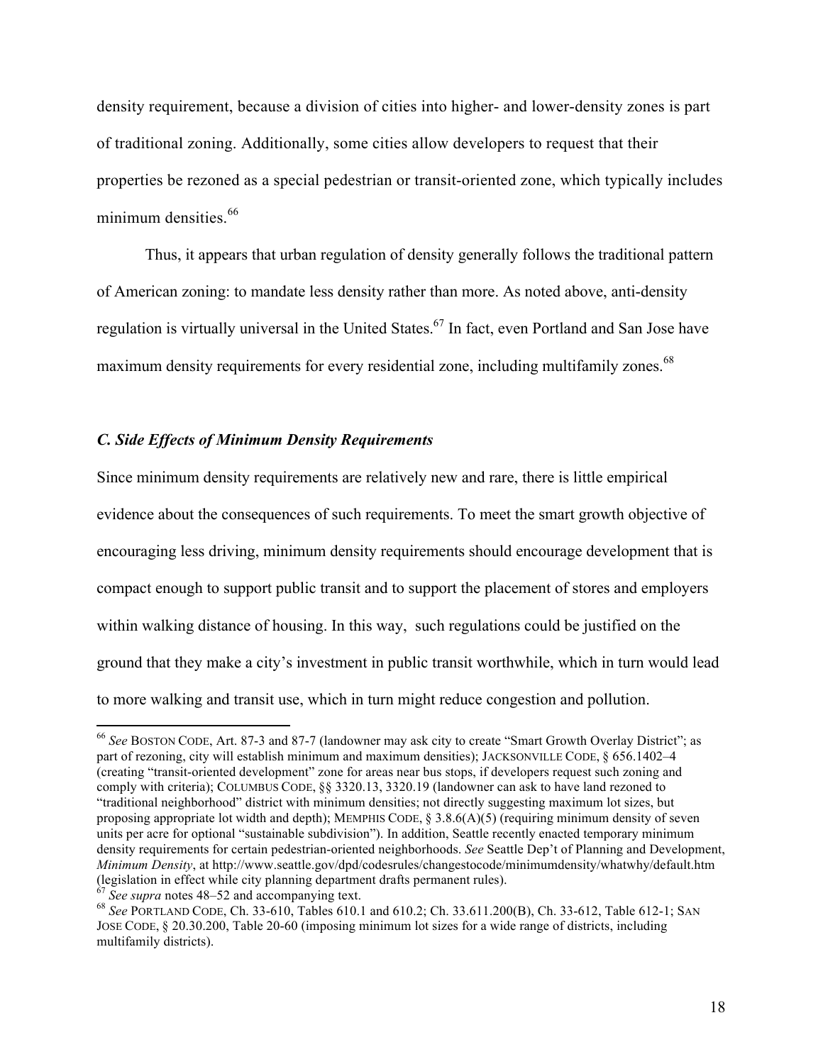density requirement, because a division of cities into higher- and lower-density zones is part of traditional zoning. Additionally, some cities allow developers to request that their properties be rezoned as a special pedestrian or transit-oriented zone, which typically includes minimum densities.[66]

Thus, it appears that urban regulation of density generally follows the traditional pattern of American zoning: to mandate less density rather than more. As noted above, anti-density regulation is virtually universal in the United States.[67] In fact, even Portland and San Jose have maximum density requirements for every residential zone, including multifamily zones.[68]

### *C. Side Effects of Minimum Density Requirements*

Since minimum density requirements are relatively new and rare, there is little empirical evidence about the consequences of such requirements. To meet the smart growth objective of encouraging less driving, minimum density requirements should encourage development that is compact enough to support public transit and to support the placement of stores and employers within walking distance of housing. In this way, such regulations could be justified on the ground that they make a city's investment in public transit worthwhile, which in turn would lead to more walking and transit use, which in turn might reduce congestion and pollution.

---

[66] *See* BOSTON CODE, Art. 87-3 and 87-7 (landowner may ask city to create "Smart Growth Overlay District"; as part of rezoning, city will establish minimum and maximum densities); JACKSONVILLE CODE, § 656.1402–4 (creating "transit-oriented development" zone for areas near bus stops, if developers request such zoning and comply with criteria); COLUMBUS CODE, §§ 3320.13, 3320.19 (landowner can ask to have land rezoned to "traditional neighborhood" district with minimum densities; not directly suggesting maximum lot sizes, but proposing appropriate lot width and depth); MEMPHIS CODE, § 3.8.6(A)(5) (requiring minimum density of seven units per acre for optional "sustainable subdivision"). In addition, Seattle recently enacted temporary minimum density requirements for certain pedestrian-oriented neighborhoods. *See* Seattle Dep't of Planning and Development, *Minimum Density*, at http://www.seattle.gov/dpd/codesrules/changestocode/minimumdensity/whatwhy/default.htm (legislation in effect while city planning department drafts permanent rules).

[67] *See supra* notes 48–52 and accompanying text.

[68] *See* PORTLAND CODE, Ch. 33-610, Tables 610.1 and 610.2; Ch. 33.611.200(B), Ch. 33-612, Table 612-1; SAN JOSE CODE, § 20.30.200, Table 20-60 (imposing minimum lot sizes for a wide range of districts, including multifamily districts).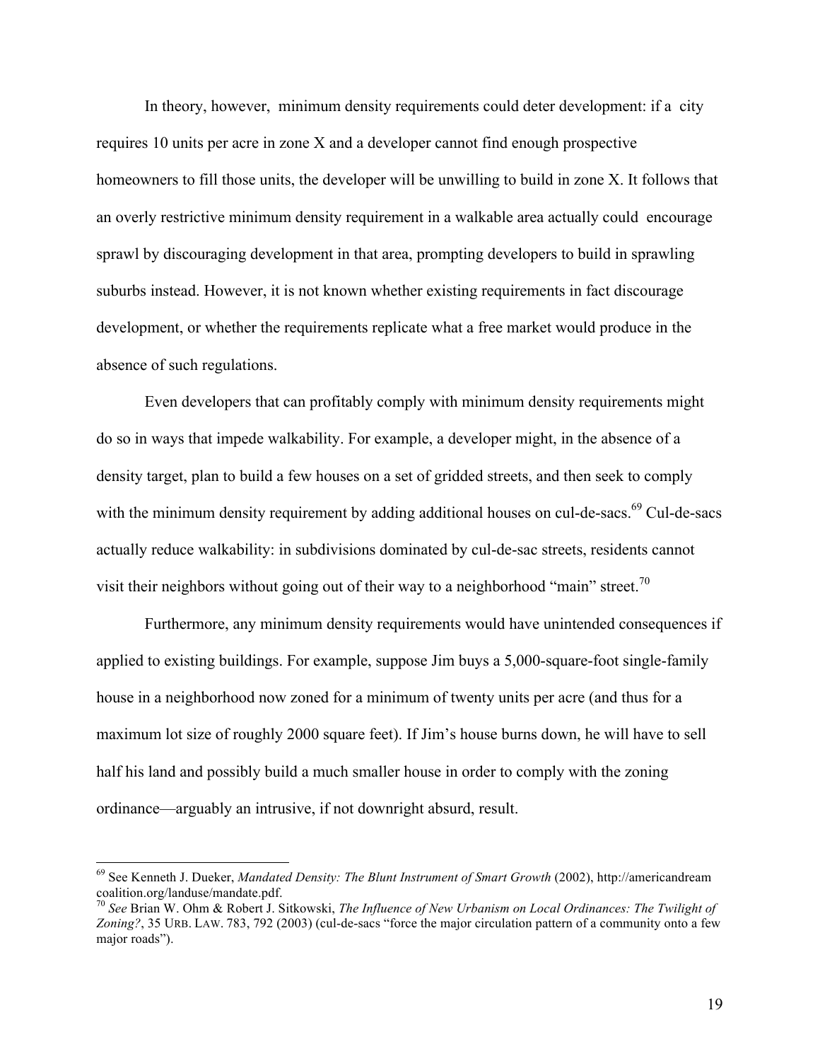In theory, however, minimum density requirements could deter development: if a city requires 10 units per acre in zone X and a developer cannot find enough prospective homeowners to fill those units, the developer will be unwilling to build in zone X. It follows that an overly restrictive minimum density requirement in a walkable area actually could encourage sprawl by discouraging development in that area, prompting developers to build in sprawling suburbs instead. However, it is not known whether existing requirements in fact discourage development, or whether the requirements replicate what a free market would produce in the absence of such regulations.

Even developers that can profitably comply with minimum density requirements might do so in ways that impede walkability. For example, a developer might, in the absence of a density target, plan to build a few houses on a set of gridded streets, and then seek to comply with the minimum density requirement by adding additional houses on cul-de-sacs.[69] Cul-de-sacs actually reduce walkability: in subdivisions dominated by cul-de-sac streets, residents cannot visit their neighbors without going out of their way to a neighborhood "main" street.[70]

Furthermore, any minimum density requirements would have unintended consequences if applied to existing buildings. For example, suppose Jim buys a 5,000-square-foot single-family house in a neighborhood now zoned for a minimum of twenty units per acre (and thus for a maximum lot size of roughly 2000 square feet). If Jim's house burns down, he will have to sell half his land and possibly build a much smaller house in order to comply with the zoning ordinance—arguably an intrusive, if not downright absurd, result.

---

[69] See Kenneth J. Dueker, *Mandated Density: The Blunt Instrument of Smart Growth* (2002), http://americandreamcoalition.org/landuse/mandate.pdf.

[70] *See* Brian W. Ohm & Robert J. Sitkowski, *The Influence of New Urbanism on Local Ordinances: The Twilight of Zoning?*, 35 URB. LAW. 783, 792 (2003) (cul-de-sacs "force the major circulation pattern of a community onto a few major roads").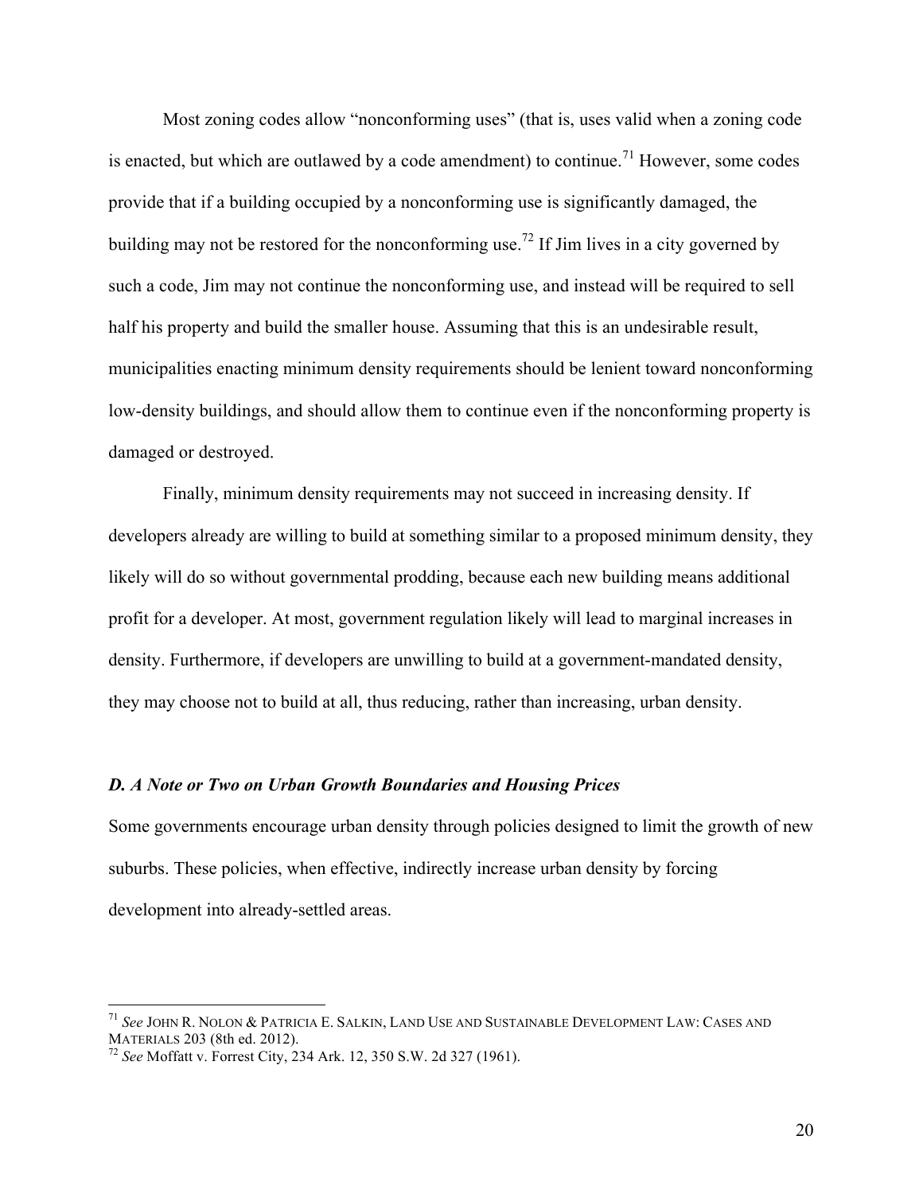Most zoning codes allow "nonconforming uses" (that is, uses valid when a zoning code is enacted, but which are outlawed by a code amendment) to continue.[71] However, some codes provide that if a building occupied by a nonconforming use is significantly damaged, the building may not be restored for the nonconforming use.[72] If Jim lives in a city governed by such a code, Jim may not continue the nonconforming use, and instead will be required to sell half his property and build the smaller house. Assuming that this is an undesirable result, municipalities enacting minimum density requirements should be lenient toward nonconforming low-density buildings, and should allow them to continue even if the nonconforming property is damaged or destroyed.

Finally, minimum density requirements may not succeed in increasing density. If developers already are willing to build at something similar to a proposed minimum density, they likely will do so without governmental prodding, because each new building means additional profit for a developer. At most, government regulation likely will lead to marginal increases in density. Furthermore, if developers are unwilling to build at a government-mandated density, they may choose not to build at all, thus reducing, rather than increasing, urban density.

### *D. A Note or Two on Urban Growth Boundaries and Housing Prices*

Some governments encourage urban density through policies designed to limit the growth of new suburbs. These policies, when effective, indirectly increase urban density by forcing development into already-settled areas.

---

[71] *See* JOHN R. NOLON & PATRICIA E. SALKIN, LAND USE AND SUSTAINABLE DEVELOPMENT LAW: CASES AND MATERIALS 203 (8th ed. 2012).

[72] *See* Moffatt v. Forrest City, 234 Ark. 12, 350 S.W. 2d 327 (1961).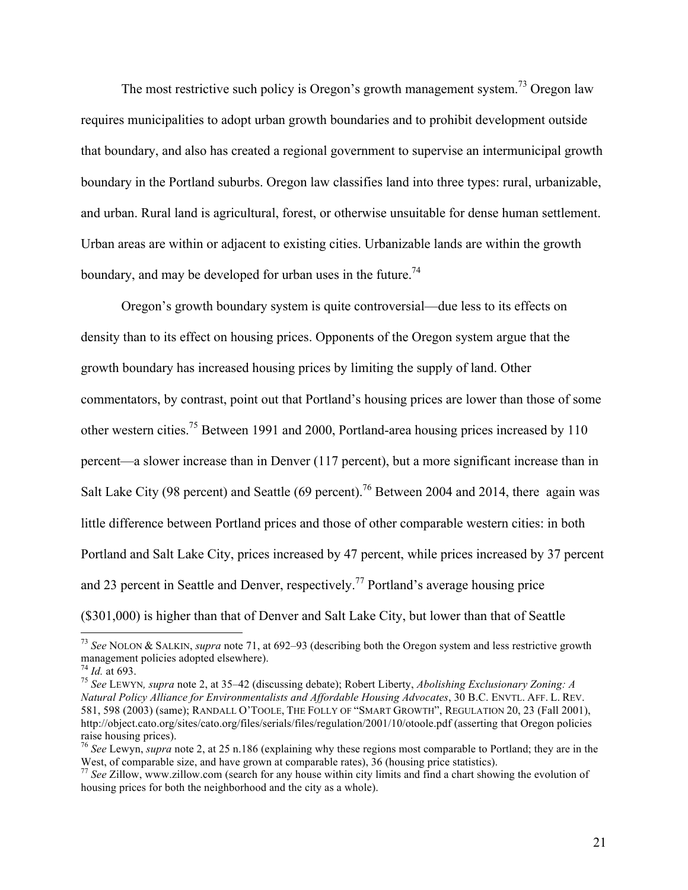The most restrictive such policy is Oregon's growth management system.[73] Oregon law requires municipalities to adopt urban growth boundaries and to prohibit development outside that boundary, and also has created a regional government to supervise an intermunicipal growth boundary in the Portland suburbs. Oregon law classifies land into three types: rural, urbanizable, and urban. Rural land is agricultural, forest, or otherwise unsuitable for dense human settlement. Urban areas are within or adjacent to existing cities. Urbanizable lands are within the growth boundary, and may be developed for urban uses in the future.[74]

Oregon's growth boundary system is quite controversial—due less to its effects on density than to its effect on housing prices. Opponents of the Oregon system argue that the growth boundary has increased housing prices by limiting the supply of land. Other commentators, by contrast, point out that Portland's housing prices are lower than those of some other western cities.[75] Between 1991 and 2000, Portland-area housing prices increased by 110 percent—a slower increase than in Denver (117 percent), but a more significant increase than in Salt Lake City (98 percent) and Seattle (69 percent).[76] Between 2004 and 2014, there again was little difference between Portland prices and those of other comparable western cities: in both Portland and Salt Lake City, prices increased by 47 percent, while prices increased by 37 percent and 23 percent in Seattle and Denver, respectively.[77] Portland's average housing price ($301,000) is higher than that of Denver and Salt Lake City, but lower than that of Seattle

---

[73] *See* NOLON & SALKIN, *supra* note 71, at 692–93 (describing both the Oregon system and less restrictive growth management policies adopted elsewhere).

[74] *Id.* at 693.

[75] *See* LEWYN*, supra* note 2, at 35–42 (discussing debate); Robert Liberty, *Abolishing Exclusionary Zoning: A Natural Policy Alliance for Environmentalists and Affordable Housing Advocates*, 30 B.C. ENVTL. AFF. L. REV. 581, 598 (2003) (same); RANDALL O'TOOLE, THE FOLLY OF "SMART GROWTH", REGULATION 20, 23 (Fall 2001), http://object.cato.org/sites/cato.org/files/serials/files/regulation/2001/10/otoole.pdf (asserting that Oregon policies raise housing prices).

[76] *See* Lewyn, *supra* note 2, at 25 n.186 (explaining why these regions most comparable to Portland; they are in the West, of comparable size, and have grown at comparable rates), 36 (housing price statistics).

[77] *See* Zillow, www.zillow.com (search for any house within city limits and find a chart showing the evolution of housing prices for both the neighborhood and the city as a whole).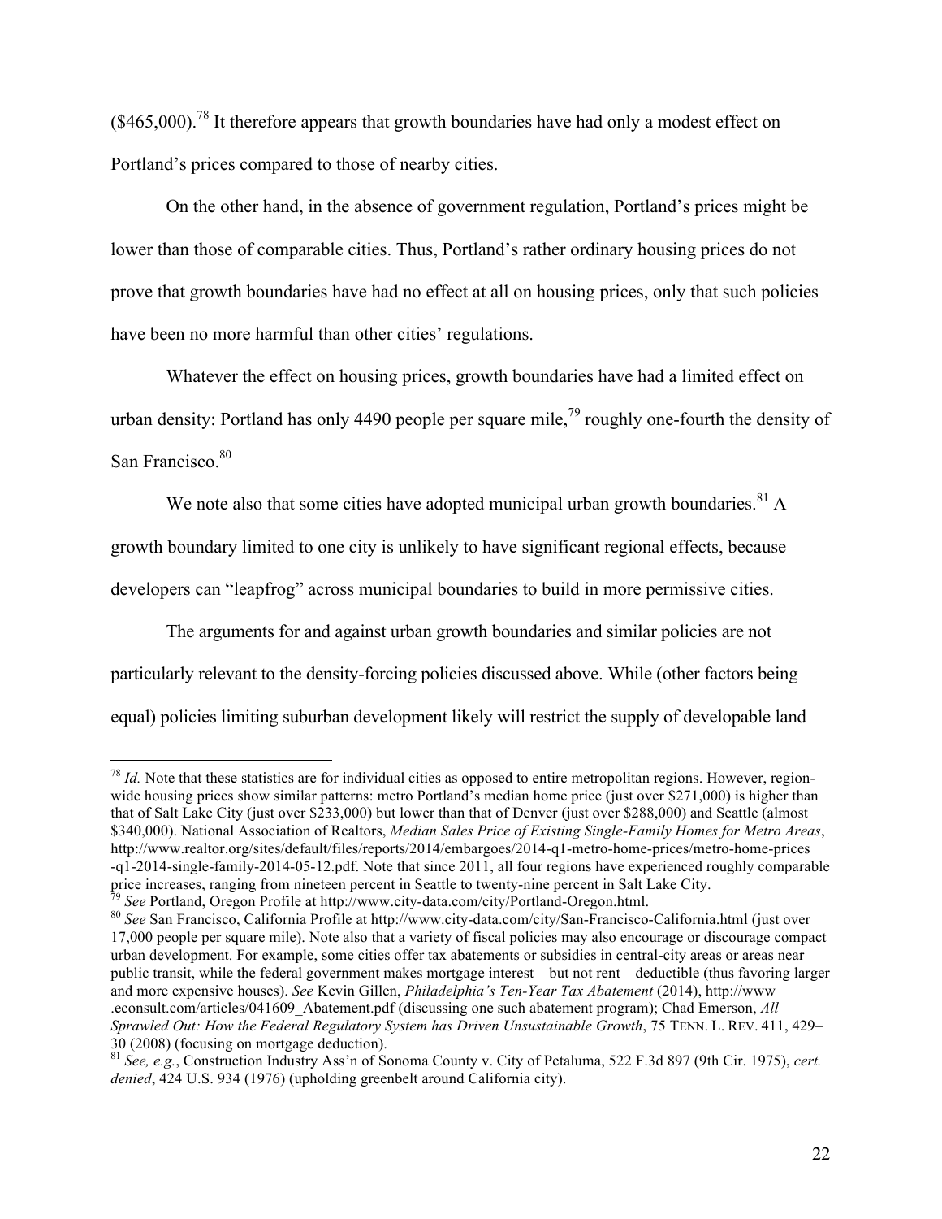($465,000).[78] It therefore appears that growth boundaries have had only a modest effect on Portland's prices compared to those of nearby cities.

On the other hand, in the absence of government regulation, Portland's prices might be lower than those of comparable cities. Thus, Portland's rather ordinary housing prices do not prove that growth boundaries have had no effect at all on housing prices, only that such policies have been no more harmful than other cities' regulations.

Whatever the effect on housing prices, growth boundaries have had a limited effect on urban density: Portland has only 4490 people per square mile,[79] roughly one-fourth the density of San Francisco.[80]

We note also that some cities have adopted municipal urban growth boundaries.[81] A growth boundary limited to one city is unlikely to have significant regional effects, because developers can "leapfrog" across municipal boundaries to build in more permissive cities.

The arguments for and against urban growth boundaries and similar policies are not particularly relevant to the density-forcing policies discussed above. While (other factors being equal) policies limiting suburban development likely will restrict the supply of developable land

---

[78] *Id.* Note that these statistics are for individual cities as opposed to entire metropolitan regions. However, region-wide housing prices show similar patterns: metro Portland's median home price (just over $271,000) is higher than that of Salt Lake City (just over $233,000) but lower than that of Denver (just over $288,000) and Seattle (almost $340,000). National Association of Realtors, *Median Sales Price of Existing Single-Family Homes for Metro Areas*, http://www.realtor.org/sites/default/files/reports/2014/embargoes/2014-q1-metro-home-prices/metro-home-prices-q1-2014-single-family-2014-05-12.pdf. Note that since 2011, all four regions have experienced roughly comparable price increases, ranging from nineteen percent in Seattle to twenty-nine percent in Salt Lake City.

[79] *See* Portland, Oregon Profile at http://www.city-data.com/city/Portland-Oregon.html.

[80] *See* San Francisco, California Profile at http://www.city-data.com/city/San-Francisco-California.html (just over 17,000 people per square mile). Note also that a variety of fiscal policies may also encourage or discourage compact urban development. For example, some cities offer tax abatements or subsidies in central-city areas or areas near public transit, while the federal government makes mortgage interest—but not rent—deductible (thus favoring larger and more expensive houses). *See* Kevin Gillen, *Philadelphia's Ten-Year Tax Abatement* (2014), http://www.econsult.com/articles/041609_Abatement.pdf (discussing one such abatement program); Chad Emerson, *All Sprawled Out: How the Federal Regulatory System has Driven Unsustainable Growth*, 75 TENN. L. REV. 411, 429–30 (2008) (focusing on mortgage deduction).

[81] *See, e.g.*, Construction Industry Ass'n of Sonoma County v. City of Petaluma, 522 F.3d 897 (9th Cir. 1975), *cert. denied*, 424 U.S. 934 (1976) (upholding greenbelt around California city).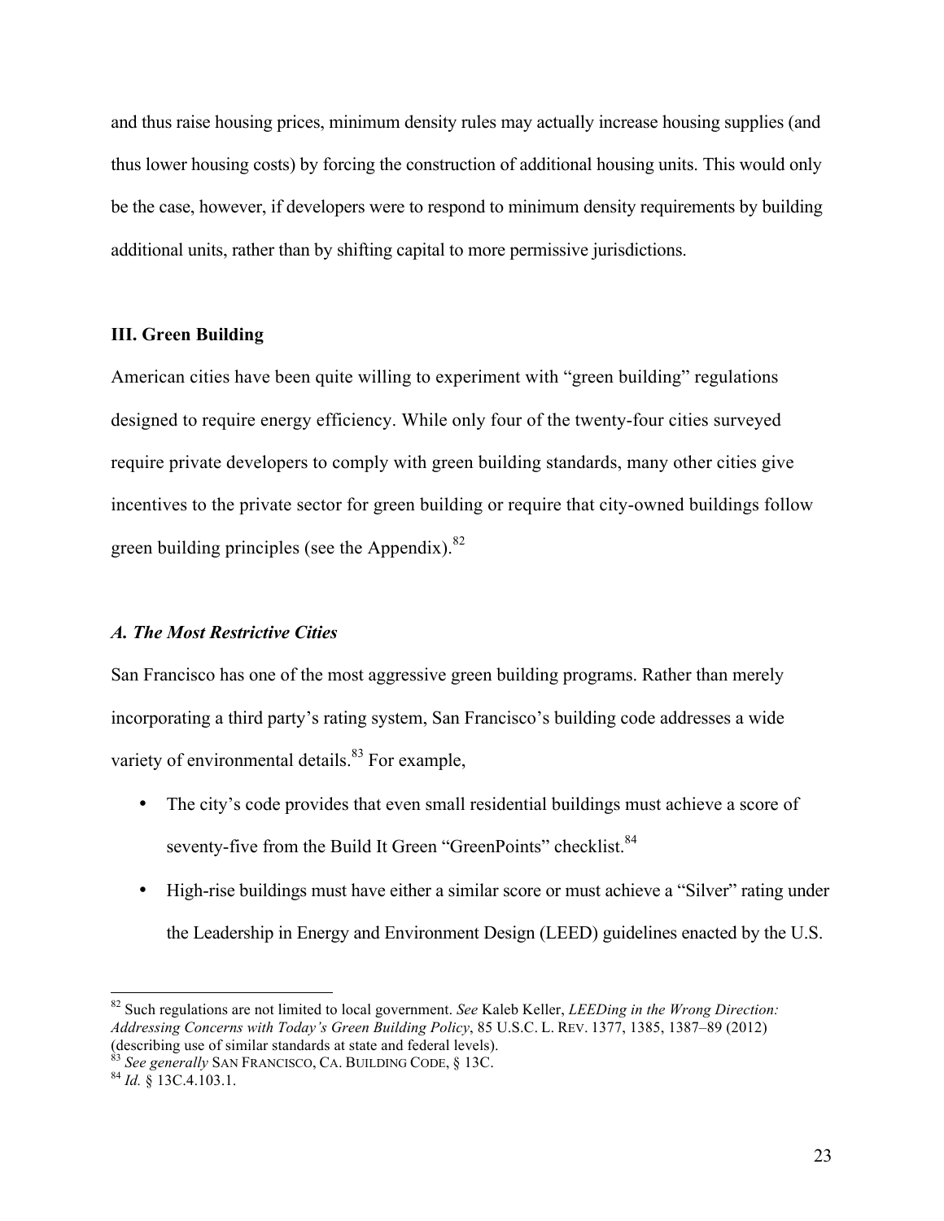and thus raise housing prices, minimum density rules may actually increase housing supplies (and thus lower housing costs) by forcing the construction of additional housing units. This would only be the case, however, if developers were to respond to minimum density requirements by building additional units, rather than by shifting capital to more permissive jurisdictions.

### III. Green Building

American cities have been quite willing to experiment with "green building" regulations designed to require energy efficiency. While only four of the twenty-four cities surveyed require private developers to comply with green building standards, many other cities give incentives to the private sector for green building or require that city-owned buildings follow green building principles (see the Appendix).[82]

#### *A. The Most Restrictive Cities*

San Francisco has one of the most aggressive green building programs. Rather than merely incorporating a third party's rating system, San Francisco's building code addresses a wide variety of environmental details.[83] For example,

- The city's code provides that even small residential buildings must achieve a score of seventy-five from the Build It Green "GreenPoints" checklist.[84]
- High-rise buildings must have either a similar score or must achieve a "Silver" rating under the Leadership in Energy and Environment Design (LEED) guidelines enacted by the U.S.

---

[82] Such regulations are not limited to local government. *See* Kaleb Keller, *LEEDing in the Wrong Direction: Addressing Concerns with Today's Green Building Policy*, 85 U.S.C. L. REV. 1377, 1385, 1387–89 (2012) (describing use of similar standards at state and federal levels).

[83] *See generally* SAN FRANCISCO, CA. BUILDING CODE, § 13C.

[84] *Id.* § 13C.4.103.1.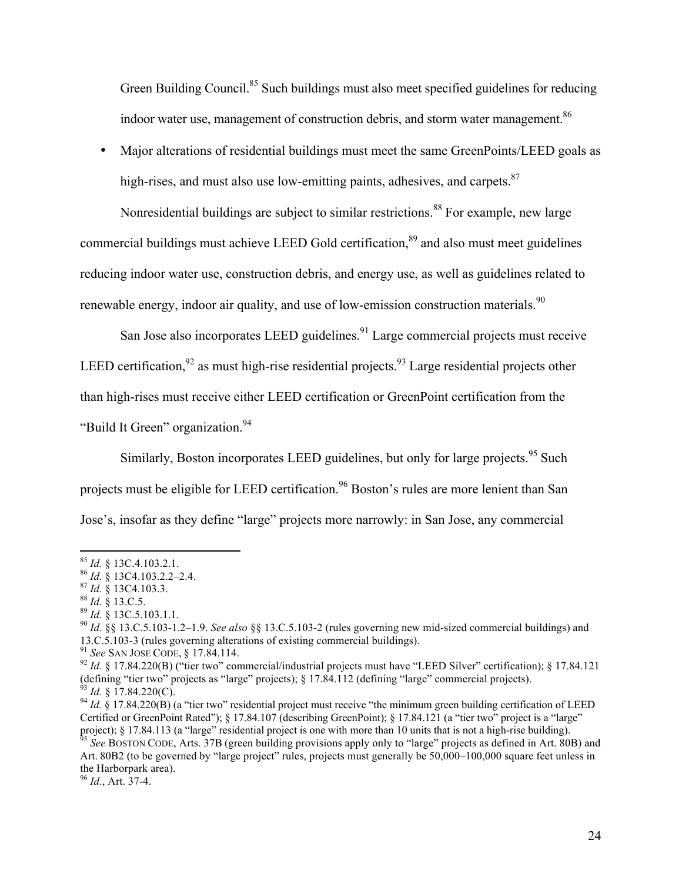Green Building Council.[85] Such buildings must also meet specified guidelines for reducing indoor water use, management of construction debris, and storm water management.[86]

- Major alterations of residential buildings must meet the same GreenPoints/LEED goals as high-rises, and must also use low-emitting paints, adhesives, and carpets.[87]

Nonresidential buildings are subject to similar restrictions.[88] For example, new large commercial buildings must achieve LEED Gold certification,[89] and also must meet guidelines reducing indoor water use, construction debris, and energy use, as well as guidelines related to renewable energy, indoor air quality, and use of low-emission construction materials.[90]

San Jose also incorporates LEED guidelines.[91] Large commercial projects must receive LEED certification,[92] as must high-rise residential projects.[93] Large residential projects other than high-rises must receive either LEED certification or GreenPoint certification from the "Build It Green" organization.[94]

Similarly, Boston incorporates LEED guidelines, but only for large projects.[95] Such projects must be eligible for LEED certification.[96] Boston's rules are more lenient than San Jose's, insofar as they define "large" projects more narrowly: in San Jose, any commercial

---

[85] *Id.* § 13C.4.103.2.1.
[86] *Id.* § 13C4.103.2.2–2.4.
[87] *Id.* § 13C4.103.3.
[88] *Id.* § 13.C.5.
[89] *Id.* § 13C.5.103.1.1.
[90] *Id.* §§ 13.C.5.103-1.2–1.9. *See also* §§ 13.C.5.103-2 (rules governing new mid-sized commercial buildings) and 13.C.5.103-3 (rules governing alterations of existing commercial buildings).
[91] *See* SAN JOSE CODE, § 17.84.114.
[92] *Id.* § 17.84.220(B) ("tier two" commercial/industrial projects must have "LEED Silver" certification); § 17.84.121 (defining "tier two" projects as "large" projects); § 17.84.112 (defining "large" commercial projects).
[93] *Id.* § 17.84.220(C).
[94] *Id.* § 17.84.220(B) (a "tier two" residential project must receive "the minimum green building certification of LEED Certified or GreenPoint Rated"); § 17.84.107 (describing GreenPoint); § 17.84.121 (a "tier two" project is a "large" project); § 17.84.113 (a "large" residential project is one with more than 10 units that is not a high-rise building).
[95] *See* BOSTON CODE, Arts. 37B (green building provisions apply only to "large" projects as defined in Art. 80B) and Art. 80B2 (to be governed by "large project" rules, projects must generally be 50,000–100,000 square feet unless in the Harborpark area).
[96] *Id.*, Art. 37-4.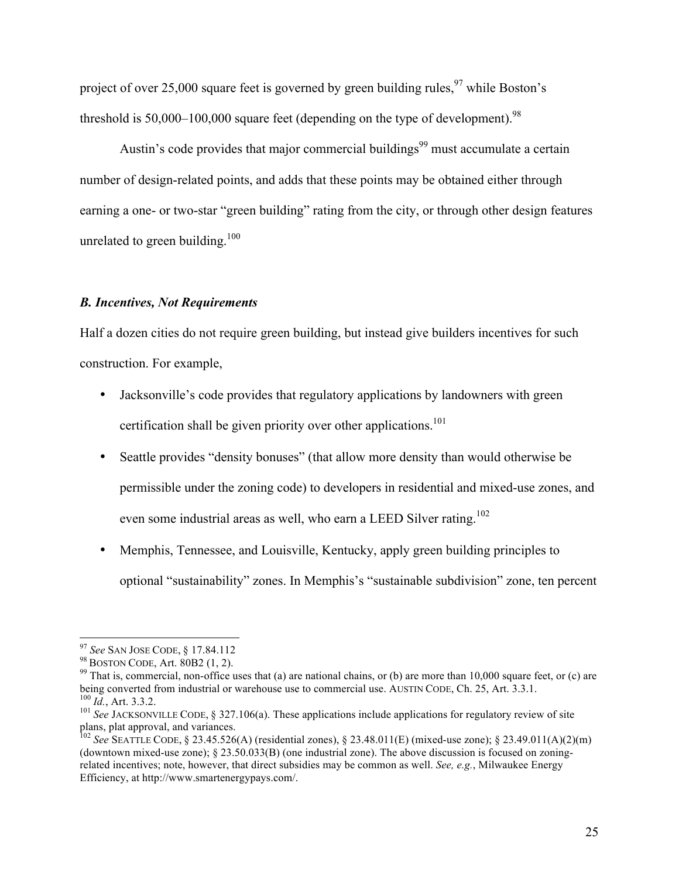project of over 25,000 square feet is governed by green building rules,[97] while Boston's threshold is 50,000–100,000 square feet (depending on the type of development).[98]

Austin's code provides that major commercial buildings[99] must accumulate a certain number of design-related points, and adds that these points may be obtained either through earning a one- or two-star "green building" rating from the city, or through other design features unrelated to green building.[100]

### *B. Incentives, Not Requirements*

Half a dozen cities do not require green building, but instead give builders incentives for such construction. For example,

- Jacksonville's code provides that regulatory applications by landowners with green certification shall be given priority over other applications.[101]
- Seattle provides "density bonuses" (that allow more density than would otherwise be permissible under the zoning code) to developers in residential and mixed-use zones, and even some industrial areas as well, who earn a LEED Silver rating.[102]
- Memphis, Tennessee, and Louisville, Kentucky, apply green building principles to optional "sustainability" zones. In Memphis's "sustainable subdivision" zone, ten percent

---

[97] *See* SAN JOSE CODE, § 17.84.112

[98] BOSTON CODE, Art. 80B2 (1, 2).

[99] That is, commercial, non-office uses that (a) are national chains, or (b) are more than 10,000 square feet, or (c) are being converted from industrial or warehouse use to commercial use. AUSTIN CODE, Ch. 25, Art. 3.3.1.

[100] *Id.*, Art. 3.3.2.

[101] *See* JACKSONVILLE CODE, § 327.106(a). These applications include applications for regulatory review of site plans, plat approval, and variances.

[102] *See* SEATTLE CODE, § 23.45.526(A) (residential zones), § 23.48.011(E) (mixed-use zone); § 23.49.011(A)(2)(m) (downtown mixed-use zone); § 23.50.033(B) (one industrial zone). The above discussion is focused on zoning-related incentives; note, however, that direct subsidies may be common as well. *See, e.g.*, Milwaukee Energy Efficiency, at http://www.smartenergypays.com/.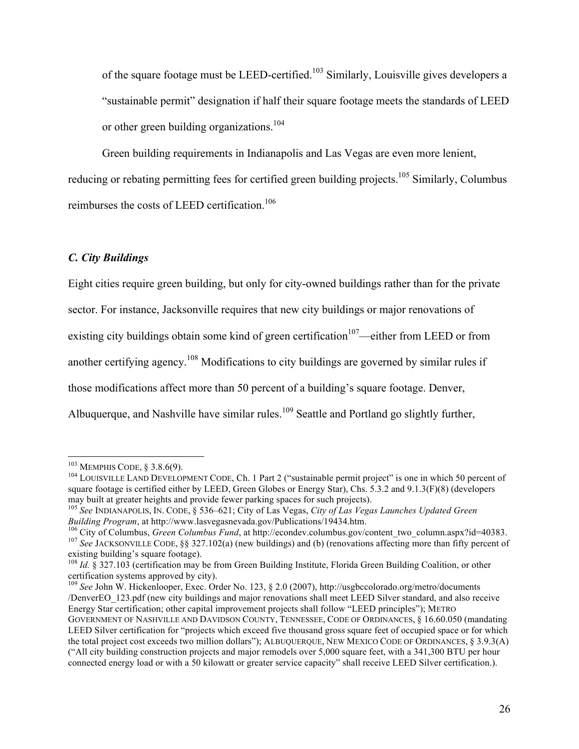of the square footage must be LEED-certified.[103] Similarly, Louisville gives developers a "sustainable permit" designation if half their square footage meets the standards of LEED or other green building organizations.[104]

Green building requirements in Indianapolis and Las Vegas are even more lenient, reducing or rebating permitting fees for certified green building projects.[105] Similarly, Columbus reimburses the costs of LEED certification.[106]

### *C. City Buildings*

Eight cities require green building, but only for city-owned buildings rather than for the private sector. For instance, Jacksonville requires that new city buildings or major renovations of existing city buildings obtain some kind of green certification[107]—either from LEED or from another certifying agency.[108] Modifications to city buildings are governed by similar rules if those modifications affect more than 50 percent of a building's square footage. Denver, Albuquerque, and Nashville have similar rules.[109] Seattle and Portland go slightly further,

---

[103] MEMPHIS CODE, § 3.8.6(9).

[104] LOUISVILLE LAND DEVELOPMENT CODE, Ch. 1 Part 2 ("sustainable permit project" is one in which 50 percent of square footage is certified either by LEED, Green Globes or Energy Star), Chs. 5.3.2 and 9.1.3(F)(8) (developers may built at greater heights and provide fewer parking spaces for such projects).

[105] *See* INDIANAPOLIS, IN. CODE, § 536–621; City of Las Vegas, *City of Las Vegas Launches Updated Green Building Program*, at http://www.lasvegasnevada.gov/Publications/19434.htm.

[106] City of Columbus, *Green Columbus Fund*, at http://econdev.columbus.gov/content_two_column.aspx?id=40383.

[107] *See* JACKSONVILLE CODE, §§ 327.102(a) (new buildings) and (b) (renovations affecting more than fifty percent of existing building's square footage).

[108] *Id.* § 327.103 (certification may be from Green Building Institute, Florida Green Building Coalition, or other certification systems approved by city).

[109] *See* John W. Hickenlooper, Exec. Order No. 123, § 2.0 (2007), http://usgbccolorado.org/metro/documents/DenverEO_123.pdf (new city buildings and major renovations shall meet LEED Silver standard, and also receive Energy Star certification; other capital improvement projects shall follow "LEED principles"); METRO GOVERNMENT OF NASHVILLE AND DAVIDSON COUNTY, TENNESSEE, CODE OF ORDINANCES, § 16.60.050 (mandating LEED Silver certification for "projects which exceed five thousand gross square feet of occupied space or for which the total project cost exceeds two million dollars"); ALBUQUERQUE, NEW MEXICO CODE OF ORDINANCES, § 3.9.3(A) ("All city building construction projects and major remodels over 5,000 square feet, with a 341,300 BTU per hour connected energy load or with a 50 kilowatt or greater service capacity" shall receive LEED Silver certification.).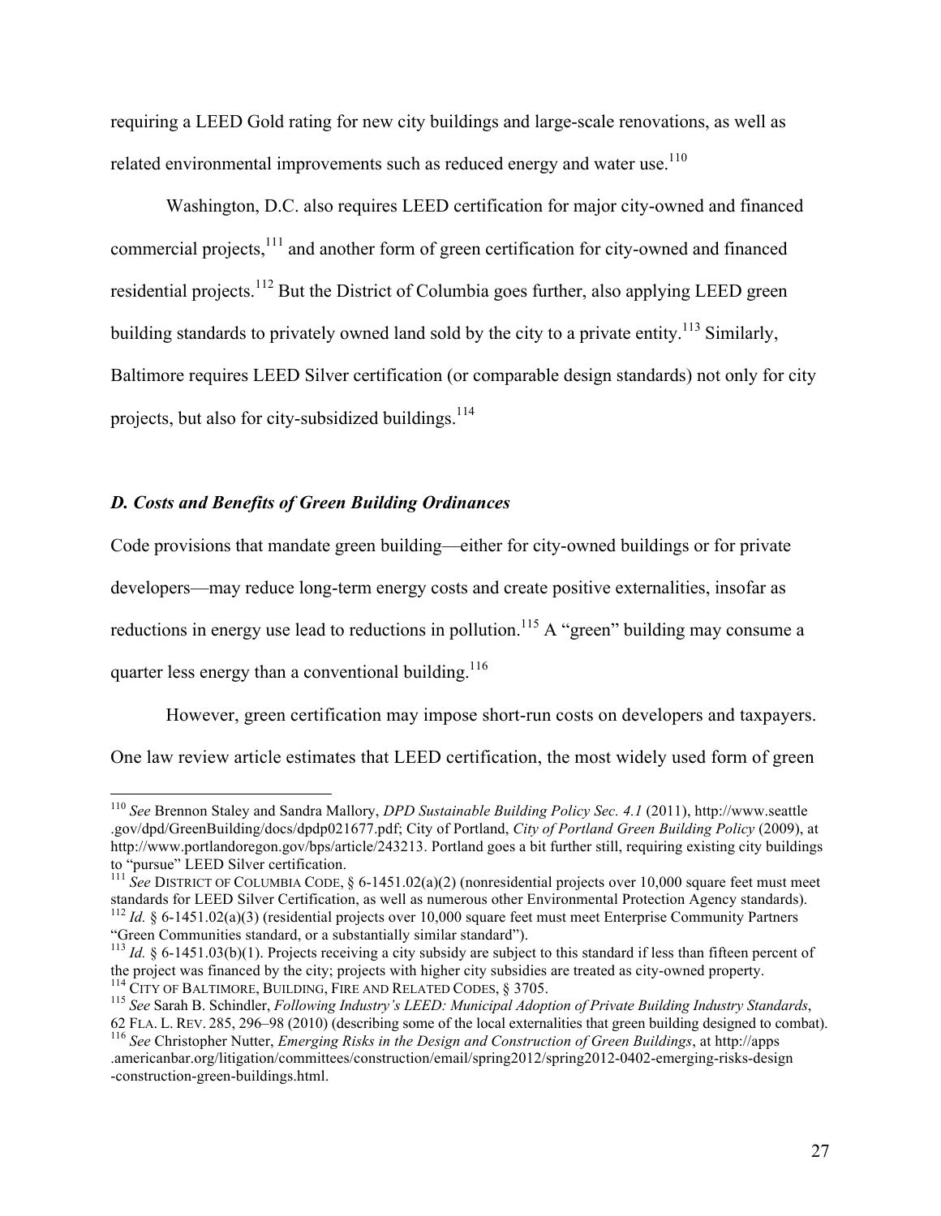requiring a LEED Gold rating for new city buildings and large-scale renovations, as well as related environmental improvements such as reduced energy and water use.[110]

Washington, D.C. also requires LEED certification for major city-owned and financed commercial projects,[111] and another form of green certification for city-owned and financed residential projects.[112] But the District of Columbia goes further, also applying LEED green building standards to privately owned land sold by the city to a private entity.[113] Similarly, Baltimore requires LEED Silver certification (or comparable design standards) not only for city projects, but also for city-subsidized buildings.[114]

### *D. Costs and Benefits of Green Building Ordinances*

Code provisions that mandate green building—either for city-owned buildings or for private developers—may reduce long-term energy costs and create positive externalities, insofar as reductions in energy use lead to reductions in pollution.[115] A "green" building may consume a quarter less energy than a conventional building.[116]

However, green certification may impose short-run costs on developers and taxpayers. One law review article estimates that LEED certification, the most widely used form of green

---

[110] *See* Brennon Staley and Sandra Mallory, *DPD Sustainable Building Policy Sec. 4.1* (2011), http://www.seattle.gov/dpd/GreenBuilding/docs/dpdp021677.pdf; City of Portland, *City of Portland Green Building Policy* (2009), at http://www.portlandoregon.gov/bps/article/243213. Portland goes a bit further still, requiring existing city buildings to "pursue" LEED Silver certification.

[111] *See* DISTRICT OF COLUMBIA CODE, § 6-1451.02(a)(2) (nonresidential projects over 10,000 square feet must meet standards for LEED Silver Certification, as well as numerous other Environmental Protection Agency standards).

[112] *Id.* § 6-1451.02(a)(3) (residential projects over 10,000 square feet must meet Enterprise Community Partners "Green Communities standard, or a substantially similar standard").

[113] *Id.* § 6-1451.03(b)(1). Projects receiving a city subsidy are subject to this standard if less than fifteen percent of the project was financed by the city; projects with higher city subsidies are treated as city-owned property.

[114] CITY OF BALTIMORE, BUILDING, FIRE AND RELATED CODES, § 3705.

[115] *See* Sarah B. Schindler, *Following Industry's LEED: Municipal Adoption of Private Building Industry Standards*, 62 FLA. L. REV. 285, 296–98 (2010) (describing some of the local externalities that green building designed to combat).

[116] *See* Christopher Nutter, *Emerging Risks in the Design and Construction of Green Buildings*, at http://apps.americanbar.org/litigation/committees/construction/email/spring2012/spring2012-0402-emerging-risks-design-construction-green-buildings.html.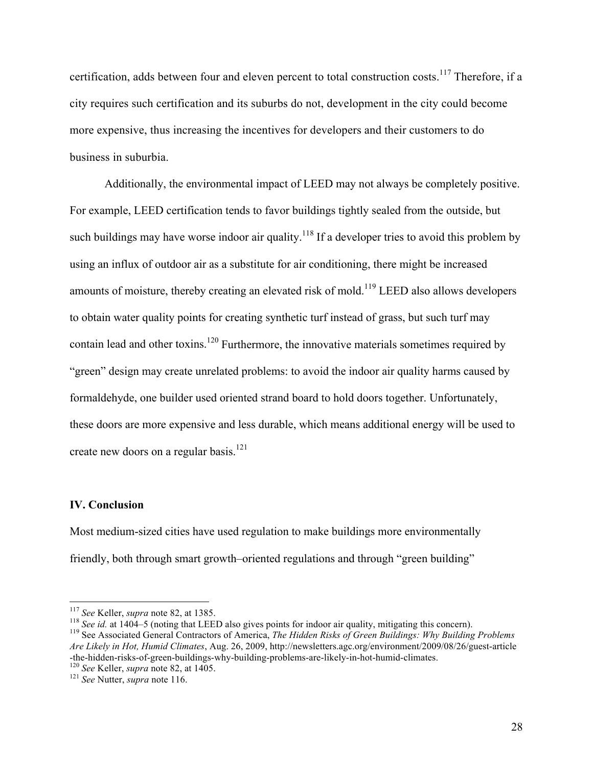certification, adds between four and eleven percent to total construction costs.[117] Therefore, if a city requires such certification and its suburbs do not, development in the city could become more expensive, thus increasing the incentives for developers and their customers to do business in suburbia.

Additionally, the environmental impact of LEED may not always be completely positive. For example, LEED certification tends to favor buildings tightly sealed from the outside, but such buildings may have worse indoor air quality.[118] If a developer tries to avoid this problem by using an influx of outdoor air as a substitute for air conditioning, there might be increased amounts of moisture, thereby creating an elevated risk of mold.[119] LEED also allows developers to obtain water quality points for creating synthetic turf instead of grass, but such turf may contain lead and other toxins.[120] Furthermore, the innovative materials sometimes required by "green" design may create unrelated problems: to avoid the indoor air quality harms caused by formaldehyde, one builder used oriented strand board to hold doors together. Unfortunately, these doors are more expensive and less durable, which means additional energy will be used to create new doors on a regular basis.[121]

## IV. Conclusion

Most medium-sized cities have used regulation to make buildings more environmentally friendly, both through smart growth–oriented regulations and through "green building"

---

[117] *See* Keller, *supra* note 82, at 1385.

[118] *See id.* at 1404–5 (noting that LEED also gives points for indoor air quality, mitigating this concern).

[119] See Associated General Contractors of America, *The Hidden Risks of Green Buildings: Why Building Problems Are Likely in Hot, Humid Climates*, Aug. 26, 2009, http://newsletters.agc.org/environment/2009/08/26/guest-article-the-hidden-risks-of-green-buildings-why-building-problems-are-likely-in-hot-humid-climates.

[120] *See* Keller, *supra* note 82, at 1405.

[121] *See* Nutter, *supra* note 116.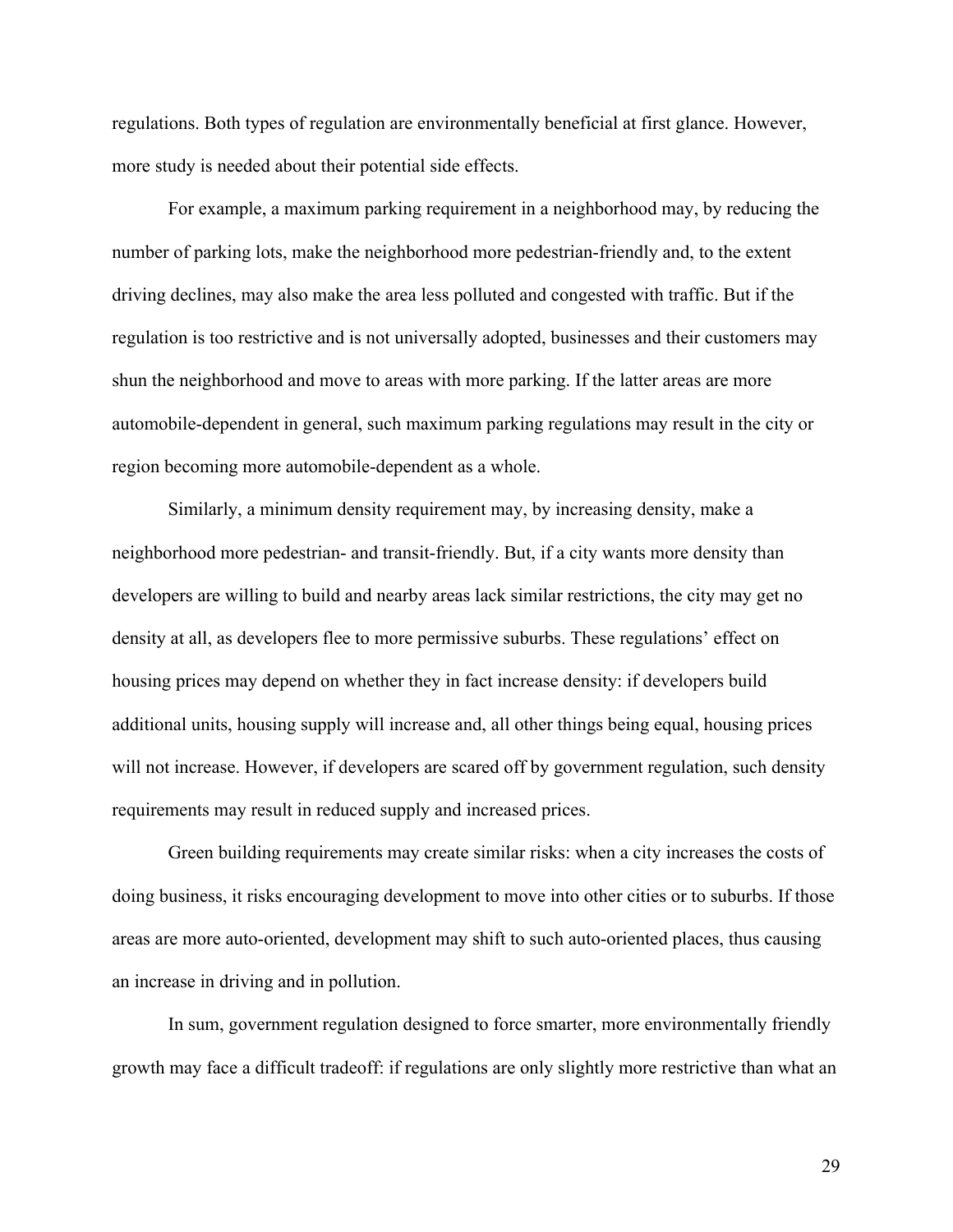regulations. Both types of regulation are environmentally beneficial at first glance. However, more study is needed about their potential side effects.

For example, a maximum parking requirement in a neighborhood may, by reducing the number of parking lots, make the neighborhood more pedestrian-friendly and, to the extent driving declines, may also make the area less polluted and congested with traffic. But if the regulation is too restrictive and is not universally adopted, businesses and their customers may shun the neighborhood and move to areas with more parking. If the latter areas are more automobile-dependent in general, such maximum parking regulations may result in the city or region becoming more automobile-dependent as a whole.

Similarly, a minimum density requirement may, by increasing density, make a neighborhood more pedestrian- and transit-friendly. But, if a city wants more density than developers are willing to build and nearby areas lack similar restrictions, the city may get no density at all, as developers flee to more permissive suburbs. These regulations' effect on housing prices may depend on whether they in fact increase density: if developers build additional units, housing supply will increase and, all other things being equal, housing prices will not increase. However, if developers are scared off by government regulation, such density requirements may result in reduced supply and increased prices.

Green building requirements may create similar risks: when a city increases the costs of doing business, it risks encouraging development to move into other cities or to suburbs. If those areas are more auto-oriented, development may shift to such auto-oriented places, thus causing an increase in driving and in pollution.

In sum, government regulation designed to force smarter, more environmentally friendly growth may face a difficult tradeoff: if regulations are only slightly more restrictive than what an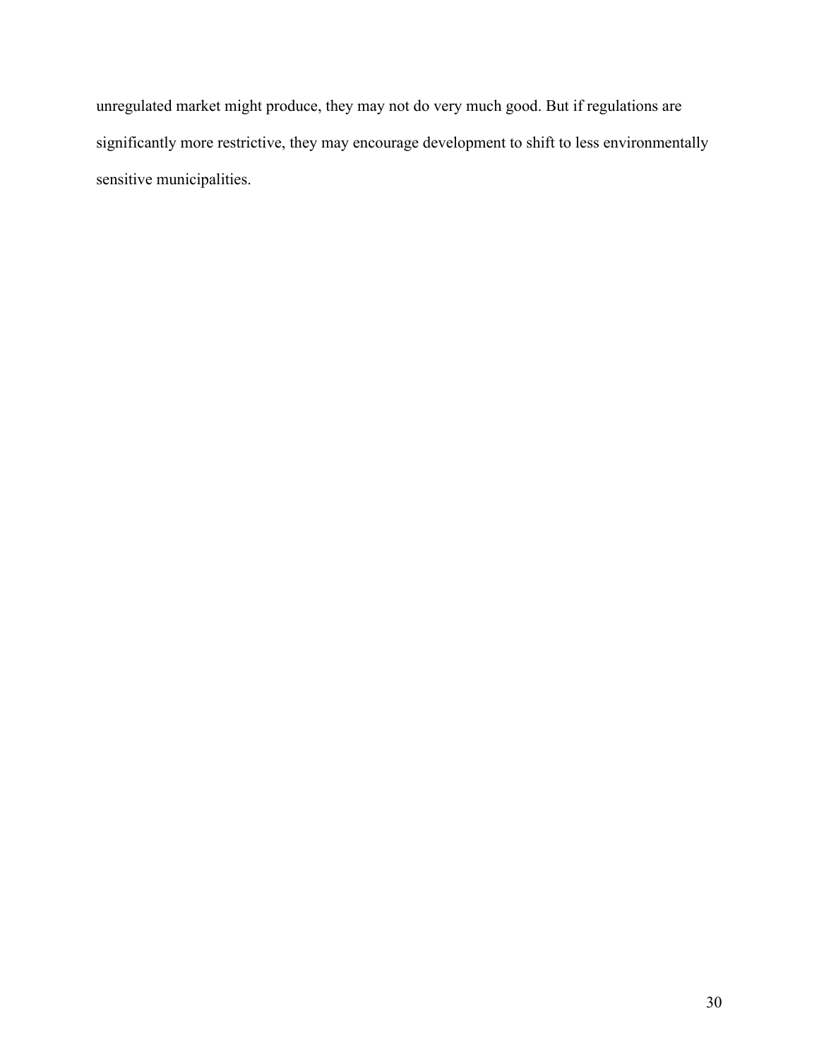unregulated market might produce, they may not do very much good. But if regulations are significantly more restrictive, they may encourage development to shift to less environmentally sensitive municipalities.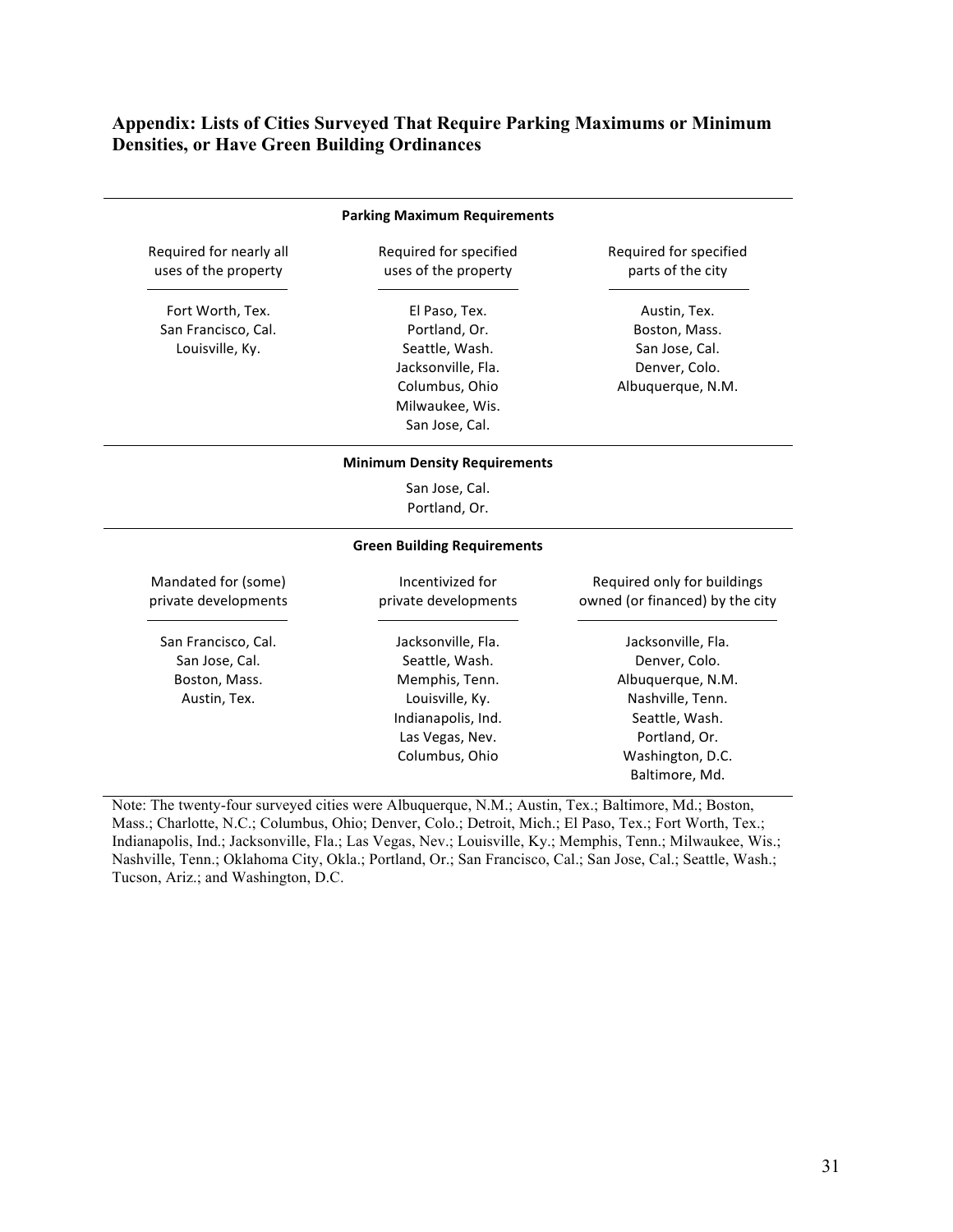## Appendix: Lists of Cities Surveyed That Require Parking Maximums or Minimum Densities, or Have Green Building Ordinances

**Parking Maximum Requirements**

| Required for nearly all uses of the property | Required for specified uses of the property | Required for specified parts of the city |
|---|---|---|
| Fort Worth, Tex. | El Paso, Tex. | Austin, Tex. |
| San Francisco, Cal. | Portland, Or. | Boston, Mass. |
| Louisville, Ky. | Seattle, Wash. | San Jose, Cal. |
| | Jacksonville, Fla. | Denver, Colo. |
| | Columbus, Ohio | Albuquerque, N.M. |
| | Milwaukee, Wis. | |
| | San Jose, Cal. | |

**Minimum Density Requirements**

San Jose, Cal.
Portland, Or.

**Green Building Requirements**

| Mandated for (some) private developments | Incentivized for private developments | Required only for buildings owned (or financed) by the city |
|---|---|---|
| San Francisco, Cal. | Jacksonville, Fla. | Jacksonville, Fla. |
| San Jose, Cal. | Seattle, Wash. | Denver, Colo. |
| Boston, Mass. | Memphis, Tenn. | Albuquerque, N.M. |
| Austin, Tex. | Louisville, Ky. | Nashville, Tenn. |
| | Indianapolis, Ind. | Seattle, Wash. |
| | Las Vegas, Nev. | Portland, Or. |
| | Columbus, Ohio | Washington, D.C. |
| | | Baltimore, Md. |

Note: The twenty-four surveyed cities were Albuquerque, N.M.; Austin, Tex.; Baltimore, Md.; Boston, Mass.; Charlotte, N.C.; Columbus, Ohio; Denver, Colo.; Detroit, Mich.; El Paso, Tex.; Fort Worth, Tex.; Indianapolis, Ind.; Jacksonville, Fla.; Las Vegas, Nev.; Louisville, Ky.; Memphis, Tenn.; Milwaukee, Wis.; Nashville, Tenn.; Oklahoma City, Okla.; Portland, Or.; San Francisco, Cal.; San Jose, Cal.; Seattle, Wash.; Tucson, Ariz.; and Washington, D.C.